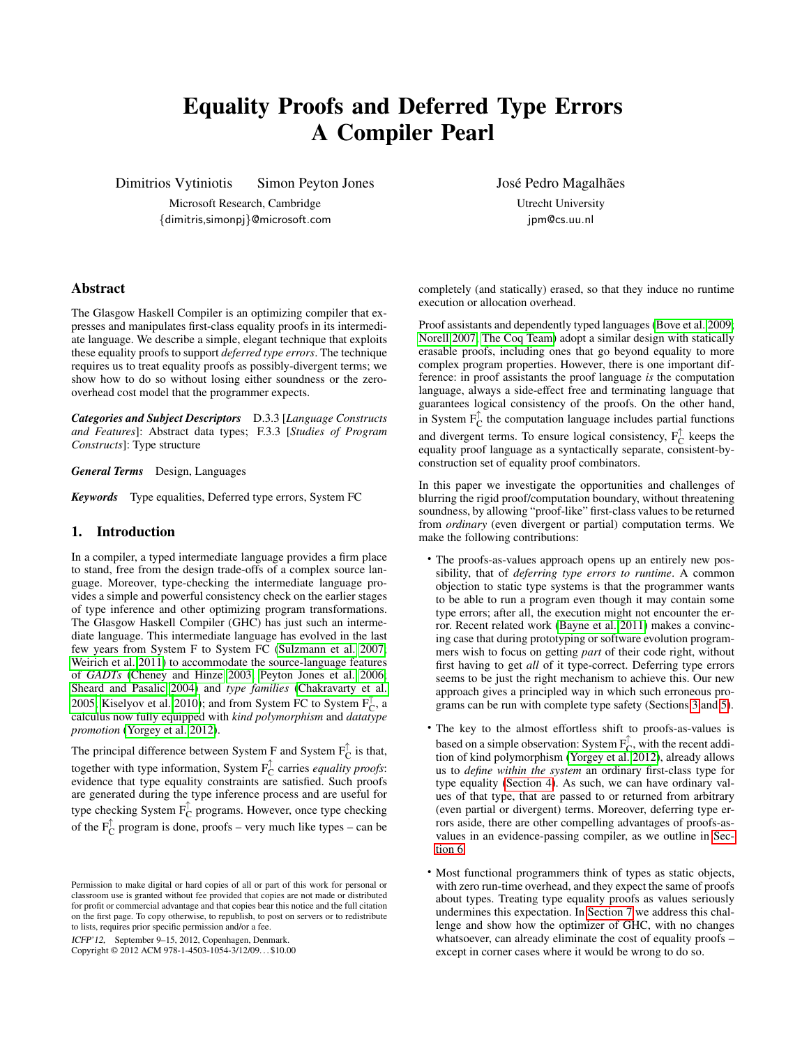# Equality Proofs and Deferred Type Errors
# A Compiler Pearl

Dimitrios Vytiniotis    Simon Peyton Jones

Microsoft Research, Cambridge

{dimitris,simonpj}@microsoft.com

José Pedro Magalhães

Utrecht University

jpm@cs.uu.nl

## Abstract

The Glasgow Haskell Compiler is an optimizing compiler that expresses and manipulates first-class equality proofs in its intermediate language. We describe a simple, elegant technique that exploits these equality proofs to support *deferred type errors*. The technique requires us to treat equality proofs as possibly-divergent terms; we show how to do so without losing either soundness or the zero-overhead cost model that the programmer expects.

***Categories and Subject Descriptors*** D.3.3 [*Language Constructs and Features*]: Abstract data types; F.3.3 [*Studies of Program Constructs*]: Type structure

***General Terms*** Design, Languages

***Keywords*** Type equalities, Deferred type errors, System FC

## 1. Introduction

In a compiler, a typed intermediate language provides a firm place to stand, free from the design trade-offs of a complex source language. Moreover, type-checking the intermediate language provides a simple and powerful consistency check on the earlier stages of type inference and other optimizing program transformations. The Glasgow Haskell Compiler (GHC) has just such an intermediate language. This intermediate language has evolved in the last few years from System F to System FC (Sulzmann et al. 2007; Weirich et al. 2011) to accommodate the source-language features of *GADTs* (Cheney and Hinze 2003; Peyton Jones et al. 2006; Sheard and Pasalic 2004) and *type families* (Chakravarty et al. 2005; Kiselyov et al. 2010); and from System FC to System $F_C^{\uparrow}$, a calculus now fully equipped with *kind polymorphism* and *datatype promotion* (Yorgey et al. 2012).

The principal difference between System F and System $F_C^{\uparrow}$ is that, together with type information, System $F_C^{\uparrow}$ carries *equality proofs*: evidence that type equality constraints are satisfied. Such proofs are generated during the type inference process and are useful for type checking System $F_C^{\uparrow}$ programs. However, once type checking of the $F_C^{\uparrow}$ program is done, proofs – very much like types – can be completely (and statically) erased, so that they induce no runtime execution or allocation overhead.

Proof assistants and dependently typed languages (Bove et al. 2009; Norell 2007; The Coq Team) adopt a similar design with statically erasable proofs, including ones that go beyond equality to more complex program properties. However, there is one important difference: in proof assistants the proof language *is* the computation language, always a side-effect free and terminating language that guarantees logical consistency of the proofs. On the other hand, in System $F_C^{\uparrow}$ the computation language includes partial functions and divergent terms. To ensure logical consistency, $F_C^{\uparrow}$ keeps the equality proof language as a syntactically separate, consistent-by-construction set of equality proof combinators.

In this paper we investigate the opportunities and challenges of blurring the rigid proof/computation boundary, without threatening soundness, by allowing "proof-like" first-class values to be returned from *ordinary* (even divergent or partial) computation terms. We make the following contributions:

- The proofs-as-values approach opens up an entirely new possibility, that of *deferring type errors to runtime*. A common objection to static type systems is that the programmer wants to be able to run a program even though it may contain some type errors; after all, the execution might not encounter the error. Recent related work (Bayne et al. 2011) makes a convincing case that during prototyping or software evolution programmers wish to focus on getting *part* of their code right, without first having to get *all* of it type-correct. Deferring type errors seems to be just the right mechanism to achieve this. Our new approach gives a principled way in which such erroneous programs can be run with complete type safety (Sections 3 and 5).
- The key to the almost effortless shift to proofs-as-values is based on a simple observation: System $F_C^{\uparrow}$, with the recent addition of kind polymorphism (Yorgey et al. 2012), already allows us to *define within the system* an ordinary first-class type for type equality (Section 4). As such, we can have ordinary values of that type, that are passed to or returned from arbitrary (even partial or divergent) terms. Moreover, deferring type errors aside, there are other compelling advantages of proofs-as-values in an evidence-passing compiler, as we outline in Section 6.
- Most functional programmers think of types as static objects, with zero run-time overhead, and they expect the same of proofs about types. Treating type equality proofs as values seriously undermines this expectation. In Section 7 we address this challenge and show how the optimizer of GHC, with no changes whatsoever, can already eliminate the cost of equality proofs – except in corner cases where it would be wrong to do so.

Permission to make digital or hard copies of all or part of this work for personal or classroom use is granted without fee provided that copies are not made or distributed for profit or commercial advantage and that copies bear this notice and the full citation on the first page. To copy otherwise, to republish, to post on servers or to redistribute to lists, requires prior specific permission and/or a fee.

*ICFP'12,* September 9–15, 2012, Copenhagen, Denmark.
Copyright © 2012 ACM 978-1-4503-1054-3/12/09... $10.00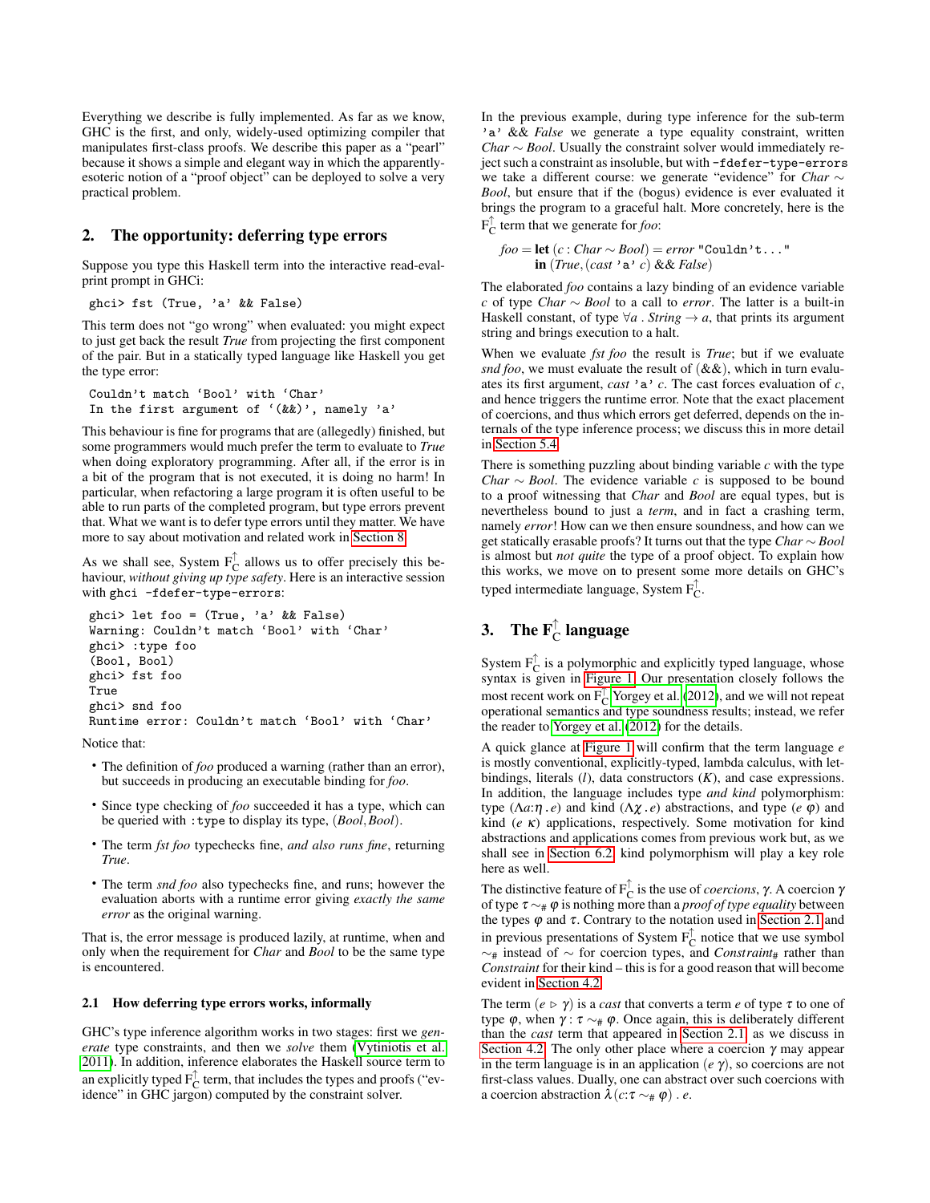Everything we describe is fully implemented. As far as we know, GHC is the first, and only, widely-used optimizing compiler that manipulates first-class proofs. We describe this paper as a "pearl" because it shows a simple and elegant way in which the apparently-esoteric notion of a "proof object" can be deployed to solve a very practical problem.

## 2. The opportunity: deferring type errors

Suppose you type this Haskell term into the interactive read-eval-print prompt in GHCi:

```
ghci> fst (True, 'a' && False)
```

This term does not "go wrong" when evaluated: you might expect to just get back the result *True* from projecting the first component of the pair. But in a statically typed language like Haskell you get the type error:

```
Couldn't match 'Bool' with 'Char'
In the first argument of '(&&)', namely 'a'
```

This behaviour is fine for programs that are (allegedly) finished, but some programmers would much prefer the term to evaluate to *True* when doing exploratory programming. After all, if the error is in a bit of the program that is not executed, it is doing no harm! In particular, when refactoring a large program it is often useful to be able to run parts of the completed program, but type errors prevent that. What we want is to defer type errors until they matter. We have more to say about motivation and related work in Section 8.

As we shall see, System $F_C^{\uparrow}$ allows us to offer precisely this behaviour, *without giving up type safety*. Here is an interactive session with `ghci -fdefer-type-errors`:

```
ghci> let foo = (True, 'a' && False)
Warning: Couldn't match 'Bool' with 'Char'
ghci> :type foo
(Bool, Bool)
ghci> fst foo
True
ghci> snd foo
Runtime error: Couldn't match 'Bool' with 'Char'
```

Notice that:

- The definition of *foo* produced a warning (rather than an error), but succeeds in producing an executable binding for *foo*.
- Since type checking of *foo* succeeded it has a type, which can be queried with `:type` to display its type, $(Bool, Bool)$.
- The term *fst foo* typechecks fine, *and also runs fine*, returning *True*.
- The term *snd foo* also typechecks fine, and runs; however the evaluation aborts with a runtime error giving *exactly the same error* as the original warning.

That is, the error message is produced lazily, at runtime, when and only when the requirement for *Char* and *Bool* to be the same type is encountered.

### 2.1 How deferring type errors works, informally

GHC's type inference algorithm works in two stages: first we *generate* type constraints, and then we *solve* them (Vytiniotis et al. 2011). In addition, inference elaborates the Haskell source term to an explicitly typed $F_C^{\uparrow}$ term, that includes the types and proofs ("evidence" in GHC jargon) computed by the constraint solver.

In the previous example, during type inference for the sub-term `'a'` && *False* we generate a type equality constraint, written $Char \sim Bool$. Usually the constraint solver would immediately reject such a constraint as insoluble, but with `-fdefer-type-errors` we take a different course: we generate "evidence" for $Char \sim Bool$, but ensure that if the (bogus) evidence is ever evaluated it brings the program to a graceful halt. More concretely, here is the $F_C^{\uparrow}$ term that we generate for *foo*:

$$\begin{aligned} foo = \;&\mathbf{let}\ (c : Char \sim Bool) = error\ \texttt{"Couldn't..."} \\ &\mathbf{in}\ (True, (cast\ \texttt{'a'}\ c)\ \&\&\ False) \end{aligned}$$

The elaborated *foo* contains a lazy binding of an evidence variable $c$ of type $Char \sim Bool$ to a call to *error*. The latter is a built-in Haskell constant, of type $\forall a\,.\,String \to a$, that prints its argument string and brings execution to a halt.

When we evaluate *fst foo* the result is *True*; but if we evaluate *snd foo*, we must evaluate the result of (&&), which in turn evaluates its first argument, *cast* `'a'` $c$. The cast forces evaluation of $c$, and hence triggers the runtime error. Note that the exact placement of coercions, and thus which errors get deferred, depends on the internals of the type inference process; we discuss this in more detail in Section 5.4.

There is something puzzling about binding variable $c$ with the type $Char \sim Bool$. The evidence variable $c$ is supposed to be bound to a proof witnessing that *Char* and *Bool* are equal types, but is nevertheless bound to just a *term*, and in fact a crashing term, namely *error*! How can we then ensure soundness, and how can we get statically erasable proofs? It turns out that the type $Char \sim Bool$ is almost but *not quite* the type of a proof object. To explain how this works, we move on to present some more details on GHC's typed intermediate language, System $F_C^{\uparrow}$.

## 3. The $F_C^{\uparrow}$ language

System $F_C^{\uparrow}$ is a polymorphic and explicitly typed language, whose syntax is given in Figure 1. Our presentation closely follows the most recent work on $F_C^{\uparrow}$ Yorgey et al. (2012), and we will not repeat operational semantics and type soundness results; instead, we refer the reader to Yorgey et al. (2012) for the details.

A quick glance at Figure 1 will confirm that the term language $e$ is mostly conventional, explicitly-typed, lambda calculus, with let-bindings, literals ($l$), data constructors ($K$), and case expressions. In addition, the language includes type *and kind* polymorphism: type $(\Lambda a{:}\eta\,.\,e)$ and kind $(\Lambda\chi\,.\,e)$ abstractions, and type $(e\ \varphi)$ and kind $(e\ \kappa)$ applications, respectively. Some motivation for kind abstractions and applications comes from previous work but, as we shall see in Section 6.2, kind polymorphism will play a key role here as well.

The distinctive feature of $F_C^{\uparrow}$ is the use of *coercions*, $\gamma$. A coercion $\gamma$ of type $\tau \sim_{\#} \varphi$ is nothing more than a *proof of type equality* between the types $\varphi$ and $\tau$. Contrary to the notation used in Section 2.1 and in previous presentations of System $F_C^{\uparrow}$ notice that we use symbol $\sim_{\#}$ instead of $\sim$ for coercion types, and $Constraint_{\#}$ rather than *Constraint* for their kind – this is for a good reason that will become evident in Section 4.2.

The term $(e \triangleright \gamma)$ is a *cast* that converts a term $e$ of type $\tau$ to one of type $\varphi$, when $\gamma : \tau \sim_{\#} \varphi$. Once again, this is deliberately different than the *cast* term that appeared in Section 2.1, as we discuss in Section 4.2. The only other place where a coercion $\gamma$ may appear in the term language is in an application $(e\ \gamma)$, so coercions are not first-class values. Dually, one can abstract over such coercions with a coercion abstraction $\lambda(c{:}\tau \sim_{\#} \varphi)\,.\,e$.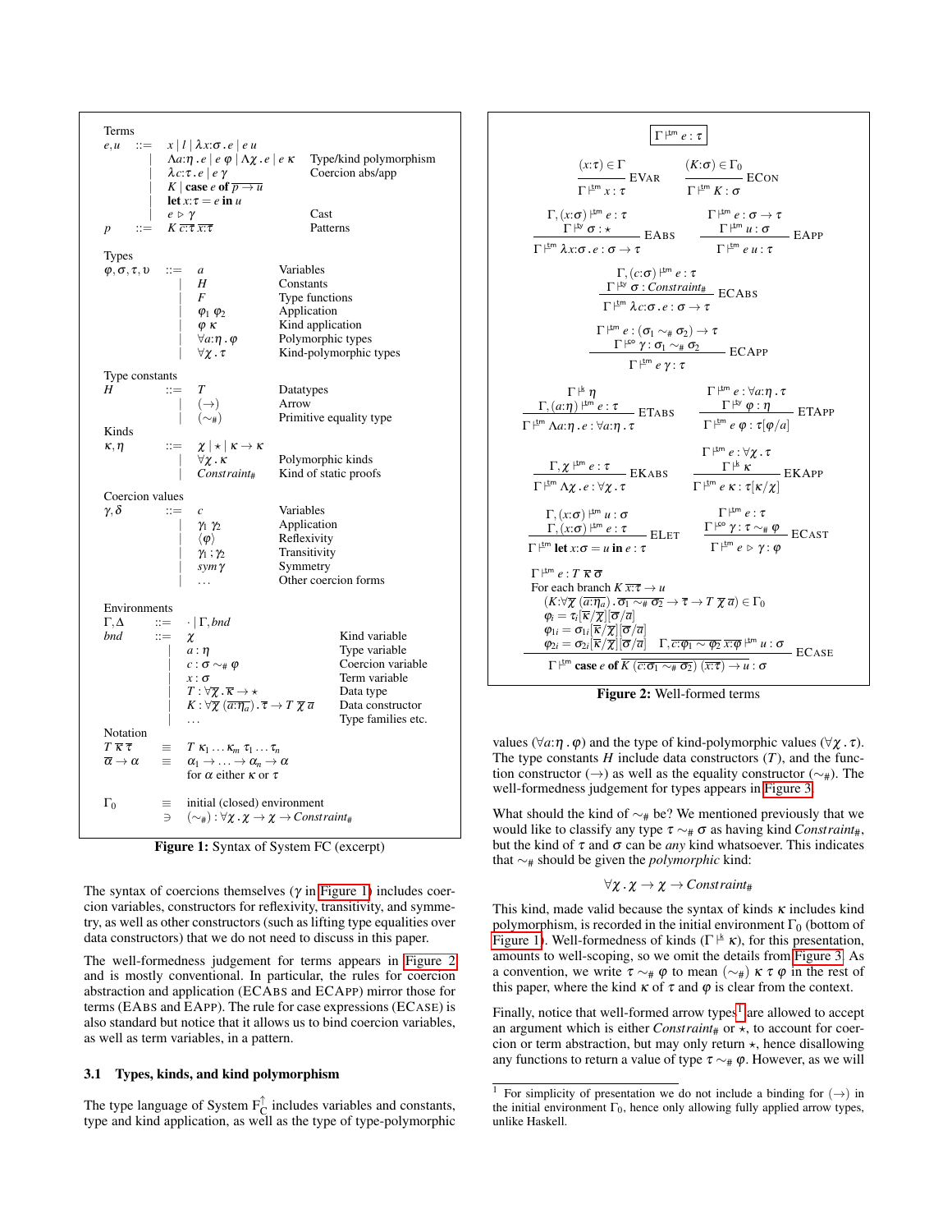**Figure 1 (syntax):**

Terms

$$
\begin{array}{llll}
e, u & ::= & x \mid l \mid \lambda x{:}\sigma . e \mid e\ u & \\
& \mid & \Lambda a{:}\eta . e \mid e\ \varphi \mid \Lambda \chi . e \mid e\ \kappa & \text{Type/kind polymorphism} \\
& \mid & \lambda c{:}\tau . e \mid e\ \gamma & \text{Coercion abs/app} \\
& \mid & K \mid \textbf{case}\ e\ \textbf{of}\ \overline{p \to u} & \\
& \mid & \textbf{let}\ x{:}\tau = e\ \textbf{in}\ u & \\
& \mid & e \triangleright \gamma & \text{Cast} \\
p & ::= & K\ \overline{c{:}\tau}\ \overline{x{:}\tau} & \text{Patterns}
\end{array}
$$

Types

$$
\begin{array}{llll}
\varphi, \sigma, \tau, \upsilon & ::= & a & \text{Variables} \\
& \mid & H & \text{Constants} \\
& \mid & F & \text{Type functions} \\
& \mid & \varphi_1\ \varphi_2 & \text{Application} \\
& \mid & \varphi\ \kappa & \text{Kind application} \\
& \mid & \forall a{:}\eta . \varphi & \text{Polymorphic types} \\
& \mid & \forall \chi . \tau & \text{Kind-polymorphic types}
\end{array}
$$

Type constants

$$
\begin{array}{llll}
H & ::= & T & \text{Datatypes} \\
& \mid & (\to) & \text{Arrow} \\
& \mid & (\sim_\#) & \text{Primitive equality type}
\end{array}
$$

Kinds

$$
\begin{array}{llll}
\kappa, \eta & ::= & \chi \mid \star \mid \kappa \to \kappa & \\
& \mid & \forall \chi . \kappa & \text{Polymorphic kinds} \\
& \mid & \mathit{Constraint}_\# & \text{Kind of static proofs}
\end{array}
$$

Coercion values

$$
\begin{array}{llll}
\gamma, \delta & ::= & c & \text{Variables} \\
& \mid & \gamma_1\ \gamma_2 & \text{Application} \\
& \mid & \langle \varphi \rangle & \text{Reflexivity} \\
& \mid & \gamma_1 ; \gamma_2 & \text{Transitivity} \\
& \mid & \mathit{sym}\ \gamma & \text{Symmetry} \\
& \mid & \ldots & \text{Other coercion forms}
\end{array}
$$

Environments

$$
\begin{array}{llll}
\Gamma, \Delta & ::= & \cdot \mid \Gamma, bnd & \\
bnd & ::= & \chi & \text{Kind variable} \\
& \mid & a : \eta & \text{Type variable} \\
& \mid & c : \sigma \sim_\# \varphi & \text{Coercion variable} \\
& \mid & x : \sigma & \text{Term variable} \\
& \mid & T : \forall \overline{\chi} . \overline{\kappa} \to \star & \text{Data type} \\
& \mid & K : \forall \overline{\chi}\ \overline{(a{:}\eta_a)} . \overline{\tau} \to T\ \overline{\chi}\ \overline{a} & \text{Data constructor} \\
& \mid & \ldots & \text{Type families etc.}
\end{array}
$$

Notation

$$
\begin{array}{lll}
T\ \overline{\kappa}\ \overline{\tau} & \equiv & T\ \kappa_1 \ldots \kappa_m\ \tau_1 \ldots \tau_n \\
\overline{\alpha} \to \alpha & \equiv & \alpha_1 \to \ldots \to \alpha_n \to \alpha \\
& & \text{for } \alpha \text{ either } \kappa \text{ or } \tau \\
\Gamma_0 & \equiv & \text{initial (closed) environment} \\
& \ni & (\sim_\#) : \forall \chi . \chi \to \chi \to \mathit{Constraint}_\#
\end{array}
$$

**Figure 1:** Syntax of System FC (excerpt)

The syntax of coercions themselves ($\gamma$ in Figure 1) includes coercion variables, constructors for reflexivity, transitivity, and symmetry, as well as other constructors (such as lifting type equalities over data constructors) that we do not need to discuss in this paper.

The well-formedness judgement for terms appears in Figure 2 and is mostly conventional. In particular, the rules for coercion abstraction and application (ECABS and ECAPP) mirror those for terms (EABS and EAPP). The rule for case expressions (ECASE) is also standard but notice that it allows us to bind coercion variables, as well as term variables, in a pattern.

### 3.1 Types, kinds, and kind polymorphism

The type language of System $F_C^{\uparrow}$ includes variables and constants, type and kind application, as well as the type of type-polymorphic values ($\forall a{:}\eta . \varphi$) and the type of kind-polymorphic values ($\forall \chi . \tau$). The type constants $H$ include data constructors ($T$), and the function constructor ($\to$) as well as the equality constructor ($\sim_\#$). The well-formedness judgement for types appears in Figure 3.

**Figure 2 (well-formed terms):** $\boxed{\Gamma \vdash_{tm} e : \tau}$

$$
\frac{(x{:}\tau) \in \Gamma}{\Gamma \vdash_{tm} x : \tau}\ \text{EVAR}
\qquad
\frac{(K{:}\sigma) \in \Gamma_0}{\Gamma \vdash_{tm} K : \sigma}\ \text{ECON}
$$

$$
\frac{\Gamma, (x{:}\sigma) \vdash_{tm} e : \tau \quad \Gamma \vdash_{ty} \sigma : \star}{\Gamma \vdash_{tm} \lambda x{:}\sigma . e : \sigma \to \tau}\ \text{EABS}
\qquad
\frac{\Gamma \vdash_{tm} e : \sigma \to \tau \quad \Gamma \vdash_{tm} u : \sigma}{\Gamma \vdash_{tm} e\ u : \tau}\ \text{EAPP}
$$

$$
\frac{\Gamma, (c{:}\sigma) \vdash_{tm} e : \tau \quad \Gamma \vdash_{ty} \sigma : \mathit{Constraint}_\#}{\Gamma \vdash_{tm} \lambda c{:}\sigma . e : \sigma \to \tau}\ \text{ECABS}
$$

$$
\frac{\Gamma \vdash_{tm} e : (\sigma_1 \sim_\# \sigma_2) \to \tau \quad \Gamma \vdash_{co} \gamma : \sigma_1 \sim_\# \sigma_2}{\Gamma \vdash_{tm} e\ \gamma : \tau}\ \text{ECAPP}
$$

$$
\frac{\Gamma \vdash_k \eta \quad \Gamma, (a{:}\eta) \vdash_{tm} e : \tau}{\Gamma \vdash_{tm} \Lambda a{:}\eta . e : \forall a{:}\eta . \tau}\ \text{ETABS}
\qquad
\frac{\Gamma \vdash_{tm} e : \forall a{:}\eta . \tau \quad \Gamma \vdash_{ty} \varphi : \eta}{\Gamma \vdash_{tm} e\ \varphi : \tau[\varphi/a]}\ \text{ETAPP}
$$

$$
\frac{\Gamma, \chi \vdash_{tm} e : \tau}{\Gamma \vdash_{tm} \Lambda \chi . e : \forall \chi . \tau}\ \text{EKABS}
\qquad
\frac{\Gamma \vdash_{tm} e : \forall \chi . \tau \quad \Gamma \vdash_k \kappa}{\Gamma \vdash_{tm} e\ \kappa : \tau[\kappa/\chi]}\ \text{EKAPP}
$$

$$
\frac{\Gamma, (x{:}\sigma) \vdash_{tm} u : \sigma \quad \Gamma, (x{:}\sigma) \vdash_{tm} e : \tau}{\Gamma \vdash_{tm} \textbf{let}\ x{:}\sigma = u\ \textbf{in}\ e : \tau}\ \text{ELET}
\qquad
\frac{\Gamma \vdash_{tm} e : \tau \quad \Gamma \vdash_{co} \gamma : \tau \sim_\# \varphi}{\Gamma \vdash_{tm} e \triangleright \gamma : \varphi}\ \text{ECAST}
$$

$$
\frac{
\begin{array}{l}
\Gamma \vdash_{tm} e : T\ \overline{\kappa}\ \overline{\sigma} \\
\text{For each branch } K\ \overline{x{:}\tau} \to u \\
\quad (K{:}\forall \overline{\chi}\ \overline{(a{:}\eta_a)} . \overline{\sigma_1 \sim_\# \sigma_2} \to \overline{\tau} \to T\ \overline{\chi}\ \overline{a}) \in \Gamma_0 \\
\quad \varphi_i = \tau_i[\overline{\kappa}/\overline{\chi}][\overline{\sigma}/\overline{a}] \\
\quad \varphi_{1i} = \sigma_{1i}[\overline{\kappa}/\overline{\chi}][\overline{\sigma}/\overline{a}] \\
\quad \varphi_{2i} = \sigma_{2i}[\overline{\kappa}/\overline{\chi}][\overline{\sigma}/\overline{a}] \quad \Gamma, \overline{c{:}\varphi_1 \sim \varphi_2}\ \overline{x{:}\varphi} \vdash_{tm} u : \sigma
\end{array}
}{\Gamma \vdash_{tm} \textbf{case}\ e\ \textbf{of}\ \overline{K\ \overline{(c{:}\sigma_1 \sim_\# \sigma_2)}\ \overline{(x{:}\tau)} \to u} : \sigma}\ \text{ECASE}
$$

**Figure 2:** Well-formed terms

What should the kind of $\sim_\#$ be? We mentioned previously that we would like to classify any type $\tau \sim_\# \sigma$ as having kind $\mathit{Constraint}_\#$, but the kind of $\tau$ and $\sigma$ can be *any* kind whatsoever. This indicates that $\sim_\#$ should be given the *polymorphic* kind:

$$\forall \chi . \chi \to \chi \to \mathit{Constraint}_\#$$

This kind, made valid because the syntax of kinds $\kappa$ includes kind polymorphism, is recorded in the initial environment $\Gamma_0$ (bottom of Figure 1). Well-formedness of kinds ($\Gamma \vdash_k \kappa$), for this presentation, amounts to well-scoping, so we omit the details from Figure 3. As a convention, we write $\tau \sim_\# \varphi$ to mean $(\sim_\#)\ \kappa\ \tau\ \varphi$ in the rest of this paper, where the kind $\kappa$ of $\tau$ and $\varphi$ is clear from the context.

Finally, notice that well-formed arrow types[1] are allowed to accept an argument which is either $\mathit{Constraint}_\#$ or $\star$, to account for coercion or term abstraction, but may only return $\star$, hence disallowing any functions to return a value of type $\tau \sim_\# \varphi$. However, as we will

[1] For simplicity of presentation we do not include a binding for $(\to)$ in the initial environment $\Gamma_0$, hence only allowing fully applied arrow types, unlike Haskell.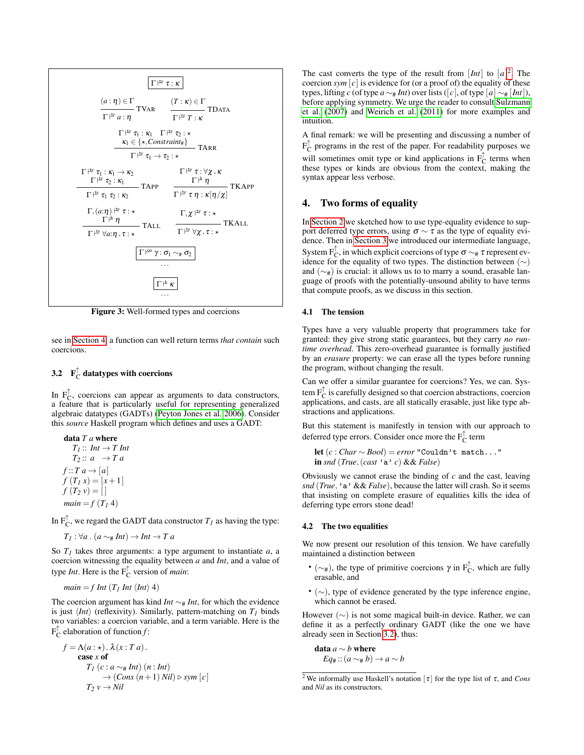$$\boxed{\Gamma \vdash^{ty} \tau : \kappa}$$

$$\frac{(a:\eta) \in \Gamma}{\Gamma \vdash^{ty} a : \eta}\ \text{TVAR} \qquad \frac{(T:\kappa) \in \Gamma}{\Gamma \vdash^{ty} T : \kappa}\ \text{TDATA}$$

$$\frac{\Gamma \vdash^{ty} \tau_1 : \kappa_1 \quad \Gamma \vdash^{ty} \tau_2 : \star \quad \kappa_1 \in \{\star, Constraint_{\#}\}}{\Gamma \vdash^{ty} \tau_1 \to \tau_2 : \star}\ \text{TARR}$$

$$\frac{\Gamma \vdash^{ty} \tau_1 : \kappa_1 \to \kappa_2 \quad \Gamma \vdash^{ty} \tau_2 : \kappa_1}{\Gamma \vdash^{ty} \tau_1\ \tau_2 : \kappa_2}\ \text{TAPP} \qquad \frac{\Gamma \vdash^{ty} \tau : \forall \chi . \kappa \quad \Gamma \vdash^{k} \eta}{\Gamma \vdash^{ty} \tau\ \eta : \kappa[\eta/\chi]}\ \text{TKAPP}$$

$$\frac{\Gamma, (a{:}\eta) \vdash^{ty} \tau : \star \quad \Gamma \vdash^{k} \eta}{\Gamma \vdash^{ty} \forall a{:}\eta . \tau : \star}\ \text{TALL} \qquad \frac{\Gamma, \chi \vdash^{ty} \tau : \star}{\Gamma \vdash^{ty} \forall \chi . \tau : \star}\ \text{TKALL}$$

$$\boxed{\Gamma \vdash^{co} \gamma : \sigma_1 \sim_{\#} \sigma_2}$$

...

$$\boxed{\Gamma \vdash^{k} \kappa}$$

...

**Figure 3:** Well-formed types and coercions

see in Section 4, a function can well return terms *that contain* such coercions.

### 3.2 $F_C^{\uparrow}$ datatypes with coercions

In $F_C^{\uparrow}$, coercions can appear as arguments to data constructors, a feature that is particularly useful for representing generalized algebraic datatypes (GADTs) (Peyton Jones et al. 2006). Consider this *source* Haskell program which defines and uses a GADT:

```
data T a where
  T1 :: Int → T Int
  T2 :: a   → T a
f :: T a → [a]
f (T1 x) = [x+1]
f (T2 v) = []
main = f (T1 4)
```

In $F_C^{\uparrow}$, we regard the GADT data constructor $T_1$ as having the type:

$$T_1 : \forall a\ .\ (a \sim_{\#} Int) \to Int \to T\ a$$

So $T_1$ takes three arguments: a type argument to instantiate $a$, a coercion witnessing the equality between $a$ and $Int$, and a value of type $Int$. Here is the $F_C^{\uparrow}$ version of *main*:

$$main = f\ Int\ (T_1\ Int\ \langle Int \rangle\ 4)$$

The coercion argument has kind $Int \sim_{\#} Int$, for which the evidence is just $\langle Int \rangle$ (reflexivity). Similarly, pattern-matching on $T_1$ binds two variables: a coercion variable, and a term variable. Here is the $F_C^{\uparrow}$ elaboration of function $f$:

```
f = Λ(a : ⋆). λ(x : T a).
      case x of
        T1 (c : a ~# Int) (n : Int)
           → (Cons (n+1) Nil) ▷ sym [c]
        T2 v → Nil
```

The cast converts the type of the result from $[Int]$ to $[a]$.[2] The coercion $sym\ [c]$ is evidence for (or a proof of) the equality of these types, lifting $c$ (of type $a \sim_{\#} Int$) over lists ($[c]$, of type $[a] \sim_{\#} [Int]$), before applying symmetry. We urge the reader to consult Sulzmann et al. (2007) and Weirich et al. (2011) for more examples and intuition.

A final remark: we will be presenting and discussing a number of $F_C^{\uparrow}$ programs in the rest of the paper. For readability purposes we will sometimes omit type or kind applications in $F_C^{\uparrow}$ terms when these types or kinds are obvious from the context, making the syntax appear less verbose.

## 4. Two forms of equality

In Section 2 we sketched how to use type-equality evidence to support deferred type errors, using $\sigma \sim \tau$ as the type of equality evidence. Then in Section 3 we introduced our intermediate language, System $F_C^{\uparrow}$, in which explicit coercions of type $\sigma \sim_{\#} \tau$ represent evidence for the equality of two types. The distinction between $(\sim)$ and $(\sim_{\#})$ is crucial: it allows us to to marry a sound, erasable language of proofs with the potentially-unsound ability to have terms that compute proofs, as we discuss in this section.

### 4.1 The tension

Types have a very valuable property that programmers take for granted: they give strong static guarantees, but they carry *no run-time overhead*. This zero-overhead guarantee is formally justified by an *erasure* property: we can erase all the types before running the program, without changing the result.

Can we offer a similar guarantee for coercions? Yes, we can. System $F_C^{\uparrow}$ is carefully designed so that coercion abstractions, coercion applications, and casts, are all statically erasable, just like type abstractions and applications.

But this statement is manifestly in tension with our approach to deferred type errors. Consider once more the $F_C^{\uparrow}$ term

```
let (c : Char ~ Bool) = error "Couldn't match..."
in snd (True, (cast 'a' c) && False)
```

Obviously we cannot erase the binding of $c$ and the cast, leaving *snd* (*True*, 'a' && *False*), because the latter will crash. So it seems that insisting on complete erasure of equalities kills the idea of deferring type errors stone dead!

### 4.2 The two equalities

We now present our resolution of this tension. We have carefully maintained a distinction between

- $(\sim_{\#})$, the type of primitive coercions $\gamma$ in $F_C^{\uparrow}$, which are fully erasable, and
- $(\sim)$, type of evidence generated by the type inference engine, which cannot be erased.

However $(\sim)$ is not some magical built-in device. Rather, we can define it as a perfectly ordinary GADT (like the one we have already seen in Section 3.2), thus:

```
data a ~ b where
  Eq# :: (a ~# b) → a ~ b
```

[2] We informally use Haskell's notation $[\tau]$ for the type list of $\tau$, and *Cons* and *Nil* as its constructors.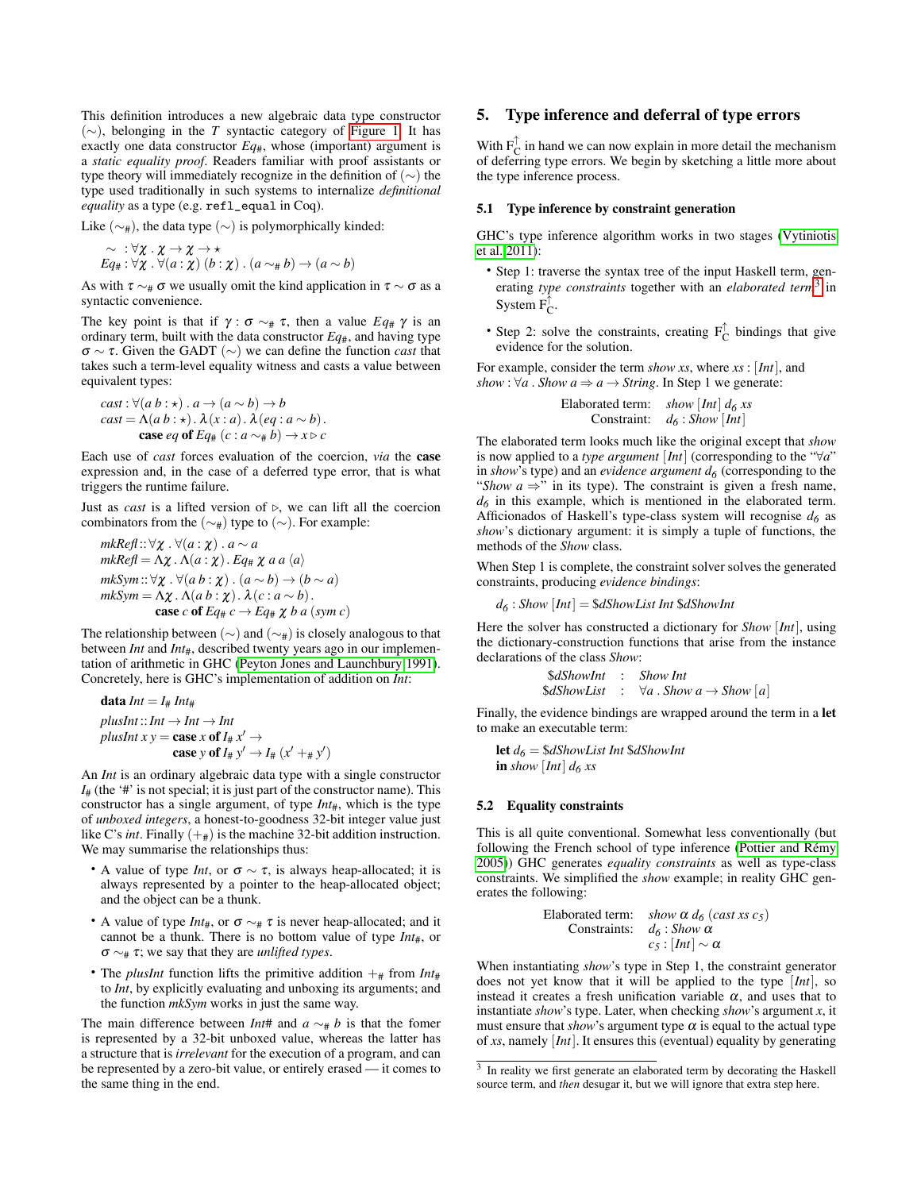This definition introduces a new algebraic data type constructor ($\sim$), belonging in the $T$ syntactic category of Figure 1. It has exactly one data constructor $Eq_\#$, whose (important) argument is a *static equality proof*. Readers familiar with proof assistants or type theory will immediately recognize in the definition of ($\sim$) the type used traditionally in such systems to internalize *definitional equality* as a type (e.g. `refl_equal` in Coq).

Like ($\sim_\#$), the data type ($\sim$) is polymorphically kinded:

$$\begin{aligned}
\sim \; &: \forall \chi \,.\, \chi \to \chi \to \star \\
Eq_\# &: \forall \chi \,.\, \forall (a : \chi)\,(b : \chi)\,.\,(a \sim_\# b) \to (a \sim b)
\end{aligned}$$

As with $\tau \sim_\# \sigma$ we usually omit the kind application in $\tau \sim \sigma$ as a syntactic convenience.

The key point is that if $\gamma : \sigma \sim_\# \tau$, then a value $Eq_\#\ \gamma$ is an ordinary term, built with the data constructor $Eq_\#$, and having type $\sigma \sim \tau$. Given the GADT ($\sim$) we can define the function *cast* that takes such a term-level equality witness and casts a value between equivalent types:

$$\begin{aligned}
&cast : \forall (a\ b : \star)\,.\, a \to (a \sim b) \to b \\
&cast = \Lambda (a\ b : \star)\,.\,\lambda (x : a)\,.\,\lambda (eq : a \sim b)\,. \\
&\qquad\quad \textbf{case}\ eq\ \textbf{of}\ Eq_\#\ (c : a \sim_\# b) \to x \triangleright c
\end{aligned}$$

Each use of *cast* forces evaluation of the coercion, *via* the **case** expression and, in the case of a deferred type error, that is what triggers the runtime failure.

Just as *cast* is a lifted version of $\triangleright$, we can lift all the coercion combinators from the ($\sim_\#$) type to ($\sim$). For example:

$$\begin{aligned}
&mkRefl :: \forall \chi \,.\, \forall (a : \chi)\,.\, a \sim a \\
&mkRefl = \Lambda \chi \,.\, \Lambda (a : \chi)\,.\, Eq_\#\ \chi\ a\ a\ \langle a \rangle \\
&mkSym :: \forall \chi \,.\, \forall (a\ b : \chi)\,.\,(a \sim b) \to (b \sim a) \\
&mkSym = \Lambda \chi \,.\, \Lambda (a\ b : \chi)\,.\,\lambda (c : a \sim b)\,. \\
&\qquad\quad \textbf{case}\ c\ \textbf{of}\ Eq_\#\ c \to Eq_\#\ \chi\ b\ a\ (sym\ c)
\end{aligned}$$

The relationship between ($\sim$) and ($\sim_\#$) is closely analogous to that between *Int* and $Int_\#$, described twenty years ago in our implementation of arithmetic in GHC (Peyton Jones and Launchbury 1991). Concretely, here is GHC's implementation of addition on *Int*:

$$\begin{aligned}
&\textbf{data}\ Int = I_\#\ Int_\# \\
&plusInt :: Int \to Int \to Int \\
&plusInt\ x\ y = \textbf{case}\ x\ \textbf{of}\ I_\#\ x' \to \\
&\qquad\qquad\quad \textbf{case}\ y\ \textbf{of}\ I_\#\ y' \to I_\#\ (x' +_\# y')
\end{aligned}$$

An *Int* is an ordinary algebraic data type with a single constructor $I_\#$ (the '#' is not special; it is just part of the constructor name). This constructor has a single argument, of type $Int_\#$, which is the type of *unboxed integers*, a honest-to-goodness 32-bit integer value just like C's *int*. Finally ($+_\#$) is the machine 32-bit addition instruction. We may summarise the relationships thus:

- A value of type *Int*, or $\sigma \sim \tau$, is always heap-allocated; it is always represented by a pointer to the heap-allocated object; and the object can be a thunk.
- A value of type $Int_\#$, or $\sigma \sim_\# \tau$ is never heap-allocated; and it cannot be a thunk. There is no bottom value of type $Int_\#$, or $\sigma \sim_\# \tau$; we say that they are *unlifted types*.
- The *plusInt* function lifts the primitive addition $+_\#$ from $Int_\#$ to *Int*, by explicitly evaluating and unboxing its arguments; and the function *mkSym* works in just the same way.

The main difference between *Int#* and $a \sim_\# b$ is that the fomer is represented by a 32-bit unboxed value, whereas the latter has a structure that is *irrelevant* for the execution of a program, and can be represented by a zero-bit value, or entirely erased — it comes to the same thing in the end.

## 5. Type inference and deferral of type errors

With $F_C^\uparrow$ in hand we can now explain in more detail the mechanism of deferring type errors. We begin by sketching a little more about the type inference process.

### 5.1 Type inference by constraint generation

GHC's type inference algorithm works in two stages (Vytiniotis et al. 2011):

- Step 1: traverse the syntax tree of the input Haskell term, generating *type constraints* together with an *elaborated term*[3] in System $F_C^\uparrow$.
- Step 2: solve the constraints, creating $F_C^\uparrow$ bindings that give evidence for the solution.

For example, consider the term *show xs*, where $xs : [Int]$, and $show : \forall a\,.\, Show\ a \Rightarrow a \to String$. In Step 1 we generate:

$$\begin{aligned}
\text{Elaborated term:}&\quad show\ [Int]\ d_6\ xs \\
\text{Constraint:}&\quad d_6 : Show\ [Int]
\end{aligned}$$

The elaborated term looks much like the original except that *show* is now applied to a *type argument* $[Int]$ (corresponding to the "$\forall a$" in *show*'s type) and an *evidence argument* $d_6$ (corresponding to the "$Show\ a \Rightarrow$" in its type). The constraint is given a fresh name, $d_6$ in this example, which is mentioned in the elaborated term. Afficionados of Haskell's type-class system will recognise $d_6$ as *show*'s dictionary argument: it is simply a tuple of functions, the methods of the *Show* class.

When Step 1 is complete, the constraint solver solves the generated constraints, producing *evidence bindings*:

$$d_6 : Show\ [Int] = \$dShowList\ Int\ \$dShowInt$$

Here the solver has constructed a dictionary for $Show\ [Int]$, using the dictionary-construction functions that arise from the instance declarations of the class *Show*:

$$\begin{aligned}
\$dShowInt &: Show\ Int \\
\$dShowList &: \forall a\,.\, Show\ a \to Show\ [a]
\end{aligned}$$

Finally, the evidence bindings are wrapped around the term in a **let** to make an executable term:

$$\begin{aligned}
&\textbf{let}\ d_6 = \$dShowList\ Int\ \$dShowInt \\
&\textbf{in}\ show\ [Int]\ d_6\ xs
\end{aligned}$$

### 5.2 Equality constraints

This is all quite conventional. Somewhat less conventionally (but following the French school of type inference (Pottier and Rémy 2005)) GHC generates *equality constraints* as well as type-class constraints. We simplified the *show* example; in reality GHC generates the following:

$$\begin{aligned}
\text{Elaborated term:}&\quad show\ \alpha\ d_6\ (cast\ xs\ c_5) \\
\text{Constraints:}&\quad d_6 : Show\ \alpha \\
&\quad c_5 : [Int] \sim \alpha
\end{aligned}$$

When instantiating *show*'s type in Step 1, the constraint generator does not yet know that it will be applied to the type $[Int]$, so instead it creates a fresh unification variable $\alpha$, and uses that to instantiate *show*'s type. Later, when checking *show*'s argument $x$, it must ensure that *show*'s argument type $\alpha$ is equal to the actual type of *xs*, namely $[Int]$. It ensures this (eventual) equality by generating

[3] In reality we first generate an elaborated term by decorating the Haskell source term, and *then* desugar it, but we will ignore that extra step here.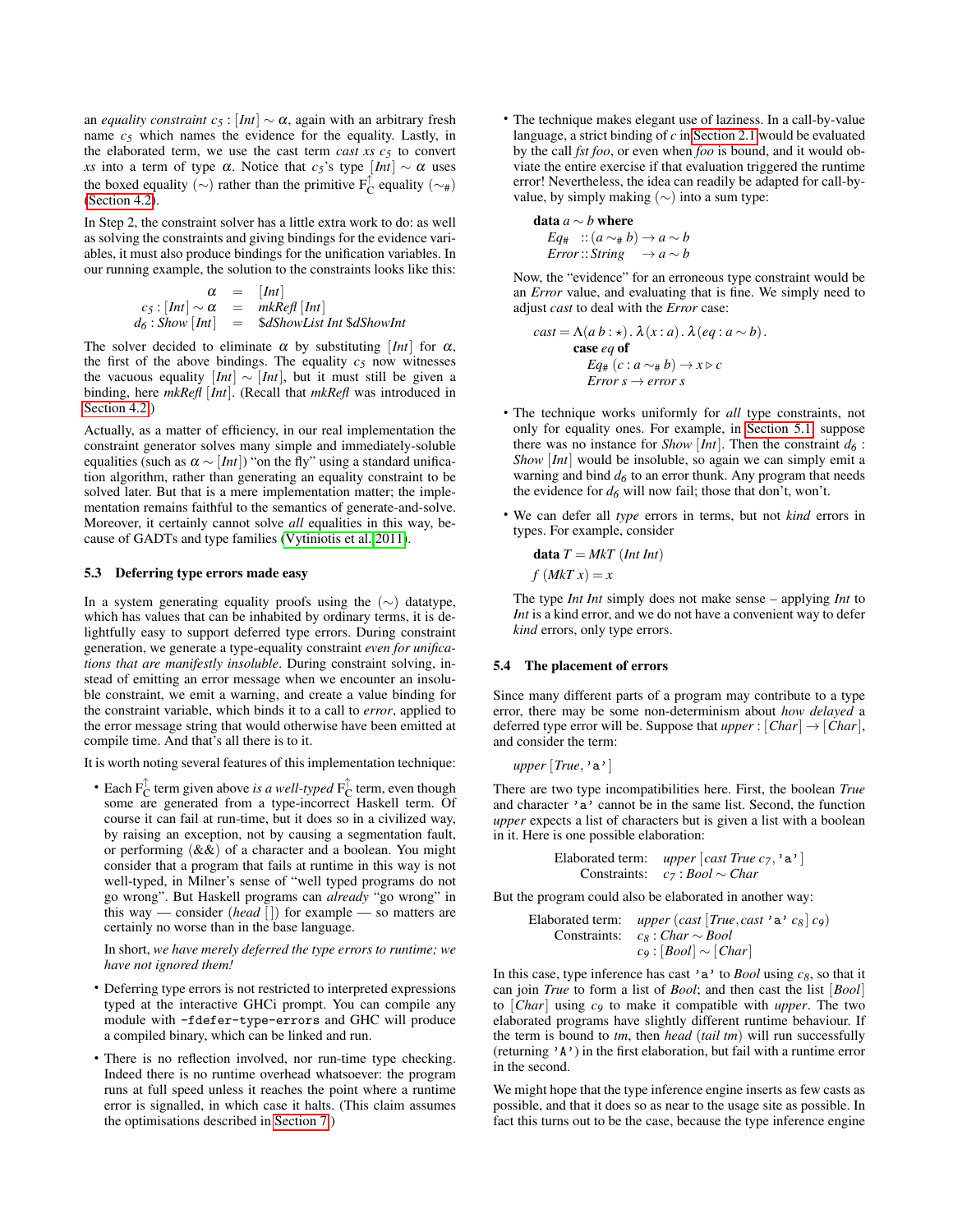an *equality constraint* $c_5 : [Int] \sim \alpha$, again with an arbitrary fresh name $c_5$ which names the evidence for the equality. Lastly, in the elaborated term, we use the cast term *cast xs* $c_5$ to convert *xs* into a term of type $\alpha$. Notice that $c_5$'s type $[Int] \sim \alpha$ uses the boxed equality ($\sim$) rather than the primitive $F_C^{\uparrow}$ equality ($\sim_\#$) (Section 4.2).

In Step 2, the constraint solver has a little extra work to do: as well as solving the constraints and giving bindings for the evidence variables, it must also produce bindings for the unification variables. In our running example, the solution to the constraints looks like this:

$$
\begin{aligned}
\alpha &= [Int] \\
c_5 : [Int] \sim \alpha &= mkRefl\ [Int] \\
d_6 : Show\ [Int] &= \$dShowList\ Int\ \$dShowInt
\end{aligned}
$$

The solver decided to eliminate $\alpha$ by substituting $[Int]$ for $\alpha$, the first of the above bindings. The equality $c_5$ now witnesses the vacuous equality $[Int] \sim [Int]$, but it must still be given a binding, here *mkRefl* $[Int]$. (Recall that *mkRefl* was introduced in Section 4.2.)

Actually, as a matter of efficiency, in our real implementation the constraint generator solves many simple and immediately-soluble equalities (such as $\alpha \sim [Int]$) "on the fly" using a standard unification algorithm, rather than generating an equality constraint to be solved later. But that is a mere implementation matter; the implementation remains faithful to the semantics of generate-and-solve. Moreover, it certainly cannot solve *all* equalities in this way, because of GADTs and type families (Vytiniotis et al. 2011).

### 5.3 Deferring type errors made easy

In a system generating equality proofs using the ($\sim$) datatype, which has values that can be inhabited by ordinary terms, it is delightfully easy to support deferred type errors. During constraint generation, we generate a type-equality constraint *even for unifications that are manifestly insoluble*. During constraint solving, instead of emitting an error message when we encounter an insoluble constraint, we emit a warning, and create a value binding for the constraint variable, which binds it to a call to *error*, applied to the error message string that would otherwise have been emitted at compile time. And that's all there is to it.

It is worth noting several features of this implementation technique:

- Each $F_C^{\uparrow}$ term given above *is a well-typed* $F_C^{\uparrow}$ term, even though some are generated from a type-incorrect Haskell term. Of course it can fail at run-time, but it does so in a civilized way, by raising an exception, not by causing a segmentation fault, or performing (&&) of a character and a boolean. You might consider that a program that fails at runtime in this way is not well-typed, in Milner's sense of "well typed programs do not go wrong". But Haskell programs can *already* "go wrong" in this way — consider (*head* []) for example — so matters are certainly no worse than in the base language.

  In short, *we have merely deferred the type errors to runtime; we have not ignored them!*

- Deferring type errors is not restricted to interpreted expressions typed at the interactive GHCi prompt. You can compile any module with `-fdefer-type-errors` and GHC will produce a compiled binary, which can be linked and run.

- There is no reflection involved, nor run-time type checking. Indeed there is no runtime overhead whatsoever: the program runs at full speed unless it reaches the point where a runtime error is signalled, in which case it halts. (This claim assumes the optimisations described in Section 7.)

- The technique makes elegant use of laziness. In a call-by-value language, a strict binding of *c* in Section 2.1 would be evaluated by the call *fst foo*, or even when *foo* is bound, and it would obviate the entire exercise if that evaluation triggered the runtime error! Nevertheless, the idea can readily be adapted for call-by-value, by simply making ($\sim$) into a sum type:

  $$
  \begin{aligned}
  &\textbf{data}\ a \sim b\ \textbf{where} \\
  &\quad Eq_\#\ \ :: (a \sim_\# b) \to a \sim b \\
  &\quad Error :: String \quad\ \to a \sim b
  \end{aligned}
  $$

  Now, the "evidence" for an erroneous type constraint would be an *Error* value, and evaluating that is fine. We simply need to adjust *cast* to deal with the *Error* case:

  $$
  \begin{aligned}
  cast = \Lambda(a\ b : \star)\,.\ &\lambda(x : a)\,.\ \lambda(eq : a \sim b)\,. \\
  &\textbf{case}\ eq\ \textbf{of} \\
  &\quad Eq_\#\ (c : a \sim_\# b) \to x \triangleright c \\
  &\quad Error\ s \to error\ s
  \end{aligned}
  $$

- The technique works uniformly for *all* type constraints, not only for equality ones. For example, in Section 5.1, suppose there was no instance for *Show* $[Int]$. Then the constraint $d_6 : Show\ [Int]$ would be insoluble, so again we can simply emit a warning and bind $d_6$ to an error thunk. Any program that needs the evidence for $d_6$ will now fail; those that don't, won't.

- We can defer all *type* errors in terms, but not *kind* errors in types. For example, consider

  $$
  \begin{aligned}
  &\textbf{data}\ T = MkT\ (Int\ Int) \\
  &f\ (MkT\ x) = x
  \end{aligned}
  $$

  The type *Int Int* simply does not make sense – applying *Int* to *Int* is a kind error, and we do not have a convenient way to defer *kind* errors, only type errors.

### 5.4 The placement of errors

Since many different parts of a program may contribute to a type error, there may be some non-determinism about *how delayed* a deferred type error will be. Suppose that $upper : [Char] \to [Char]$, and consider the term:

$$upper\ [True, \texttt{'a'}]$$

There are two type incompatibilities here. First, the boolean *True* and character `'a'` cannot be in the same list. Second, the function *upper* expects a list of characters but is given a list with a boolean in it. Here is one possible elaboration:

$$
\begin{aligned}
\text{Elaborated term:}\quad & upper\ [cast\ True\ c_7, \texttt{'a'}] \\
\text{Constraints:}\quad & c_7 : Bool \sim Char
\end{aligned}
$$

But the program could also be elaborated in another way:

$$
\begin{aligned}
\text{Elaborated term:}\quad & upper\ (cast\ [True, cast\ \texttt{'a'}\ c_8]\ c_9) \\
\text{Constraints:}\quad & c_8 : Char \sim Bool \\
& c_9 : [Bool] \sim [Char]
\end{aligned}
$$

In this case, type inference has cast `'a'` to *Bool* using $c_8$, so that it can join *True* to form a list of *Bool*; and then cast the list $[Bool]$ to $[Char]$ using $c_9$ to make it compatible with *upper*. The two elaborated programs have slightly different runtime behaviour. If the term is bound to *tm*, then *head* (*tail tm*) will run successfully (returning `'A'`) in the first elaboration, but fail with a runtime error in the second.

We might hope that the type inference engine inserts as few casts as possible, and that it does so as near to the usage site as possible. In fact this turns out to be the case, because the type inference engine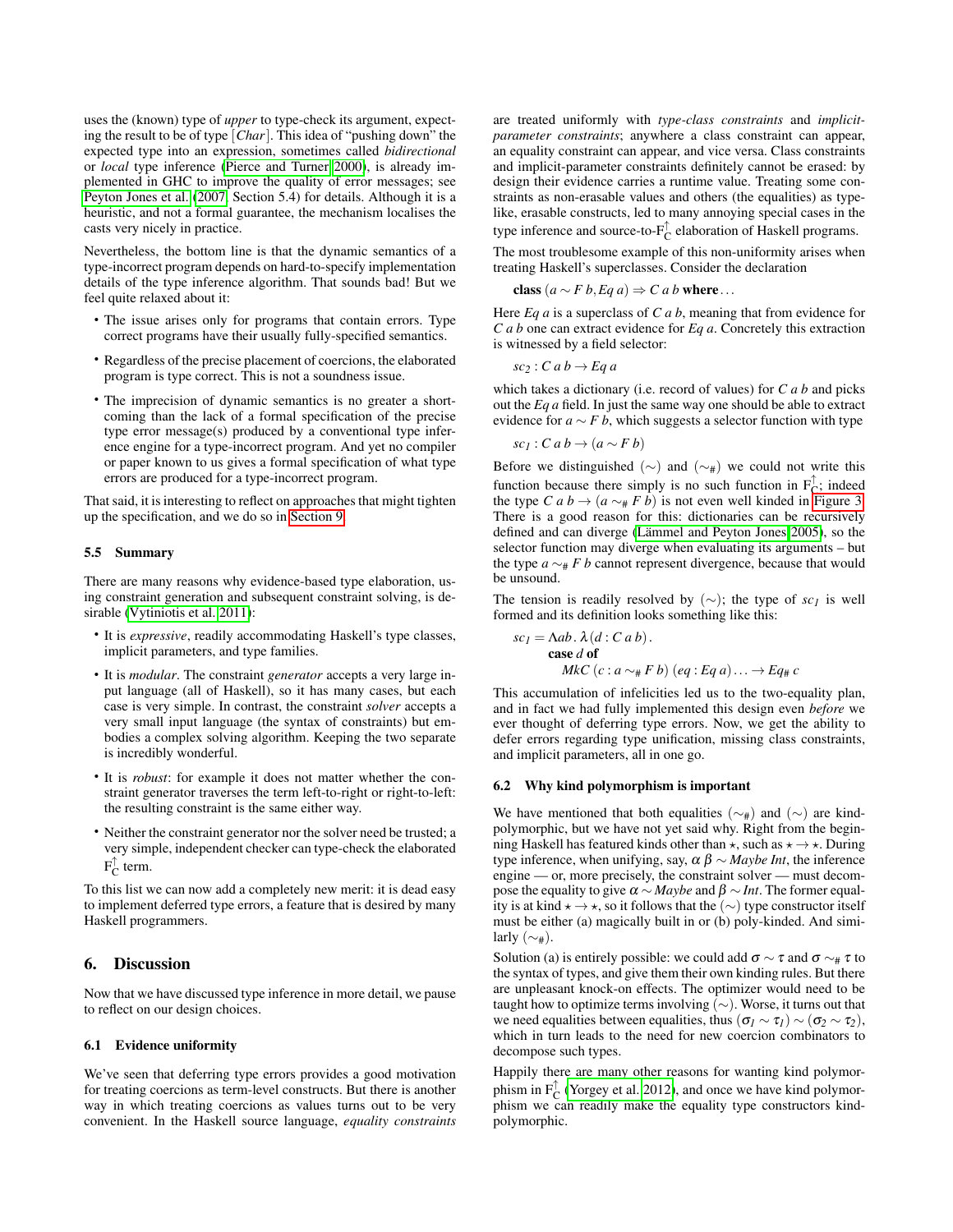uses the (known) type of *upper* to type-check its argument, expecting the result to be of type $[Char]$. This idea of "pushing down" the expected type into an expression, sometimes called *bidirectional* or *local* type inference (Pierce and Turner 2000), is already implemented in GHC to improve the quality of error messages; see Peyton Jones et al. (2007, Section 5.4) for details. Although it is a heuristic, and not a formal guarantee, the mechanism localises the casts very nicely in practice.

Nevertheless, the bottom line is that the dynamic semantics of a type-incorrect program depends on hard-to-specify implementation details of the type inference algorithm. That sounds bad! But we feel quite relaxed about it:

- The issue arises only for programs that contain errors. Type correct programs have their usually fully-specified semantics.
- Regardless of the precise placement of coercions, the elaborated program is type correct. This is not a soundness issue.
- The imprecision of dynamic semantics is no greater a shortcoming than the lack of a formal specification of the precise type error message(s) produced by a conventional type inference engine for a type-incorrect program. And yet no compiler or paper known to us gives a formal specification of what type errors are produced for a type-incorrect program.

That said, it is interesting to reflect on approaches that might tighten up the specification, and we do so in Section 9.

### 5.5 Summary

There are many reasons why evidence-based type elaboration, using constraint generation and subsequent constraint solving, is desirable (Vytiniotis et al. 2011):

- It is *expressive*, readily accommodating Haskell's type classes, implicit parameters, and type families.
- It is *modular*. The constraint *generator* accepts a very large input language (all of Haskell), so it has many cases, but each case is very simple. In contrast, the constraint *solver* accepts a very small input language (the syntax of constraints) but embodies a complex solving algorithm. Keeping the two separate is incredibly wonderful.
- It is *robust*: for example it does not matter whether the constraint generator traverses the term left-to-right or right-to-left: the resulting constraint is the same either way.
- Neither the constraint generator nor the solver need be trusted; a very simple, independent checker can type-check the elaborated $F_C^{\uparrow}$ term.

To this list we can now add a completely new merit: it is dead easy to implement deferred type errors, a feature that is desired by many Haskell programmers.

## 6. Discussion

Now that we have discussed type inference in more detail, we pause to reflect on our design choices.

### 6.1 Evidence uniformity

We've seen that deferring type errors provides a good motivation for treating coercions as term-level constructs. But there is another way in which treating coercions as values turns out to be very convenient. In the Haskell source language, *equality constraints* are treated uniformly with *type-class constraints* and *implicit-parameter constraints*; anywhere a class constraint can appear, an equality constraint can appear, and vice versa. Class constraints and implicit-parameter constraints definitely cannot be erased: by design their evidence carries a runtime value. Treating some constraints as non-erasable values and others (the equalities) as type-like, erasable constructs, led to many annoying special cases in the type inference and source-to-$F_C^{\uparrow}$ elaboration of Haskell programs.

The most troublesome example of this non-uniformity arises when treating Haskell's superclasses. Consider the declaration

$\textbf{class}\ (a \sim F\ b, Eq\ a) \Rightarrow C\ a\ b\ \textbf{where} \ldots$

Here $Eq\ a$ is a superclass of $C\ a\ b$, meaning that from evidence for $C\ a\ b$ one can extract evidence for $Eq\ a$. Concretely this extraction is witnessed by a field selector:

$sc_2 : C\ a\ b \to Eq\ a$

which takes a dictionary (i.e. record of values) for $C\ a\ b$ and picks out the $Eq\ a$ field. In just the same way one should be able to extract evidence for $a \sim F\ b$, which suggests a selector function with type

$sc_1 : C\ a\ b \to (a \sim F\ b)$

Before we distinguished $(\sim)$ and $(\sim_{\#})$ we could not write this function because there simply is no such function in $F_C^{\uparrow}$; indeed the type $C\ a\ b \to (a \sim_{\#} F\ b)$ is not even well kinded in Figure 3. There is a good reason for this: dictionaries can be recursively defined and can diverge (Lämmel and Peyton Jones 2005), so the selector function may diverge when evaluating its arguments – but the type $a \sim_{\#} F\ b$ cannot represent divergence, because that would be unsound.

The tension is readily resolved by $(\sim)$; the type of $sc_1$ is well formed and its definition looks something like this:

$$
\begin{aligned}
sc_1 = \Lambda ab\,.\,\lambda(d : C\ a\ b)\,.&\\
&\textbf{case}\ d\ \textbf{of}\\
&\quad MkC\ (c : a \sim_{\#} F\ b)\ (eq : Eq\ a) \ldots \to Eq_{\#}\ c
\end{aligned}
$$

This accumulation of infelicities led us to the two-equality plan, and in fact we had fully implemented this design even *before* we ever thought of deferring type errors. Now, we get the ability to defer errors regarding type unification, missing class constraints, and implicit parameters, all in one go.

### 6.2 Why kind polymorphism is important

We have mentioned that both equalities $(\sim_{\#})$ and $(\sim)$ are kind-polymorphic, but we have not yet said why. Right from the beginning Haskell has featured kinds other than $\star$, such as $\star \to \star$. During type inference, when unifying, say, $\alpha\ \beta \sim Maybe\ Int$, the inference engine — or, more precisely, the constraint solver — must decompose the equality to give $\alpha \sim Maybe$ and $\beta \sim Int$. The former equality is at kind $\star \to \star$, so it follows that the $(\sim)$ type constructor itself must be either (a) magically built in or (b) poly-kinded. And similarly $(\sim_{\#})$.

Solution (a) is entirely possible: we could add $\sigma \sim \tau$ and $\sigma \sim_{\#} \tau$ to the syntax of types, and give them their own kinding rules. But there are unpleasant knock-on effects. The optimizer would need to be taught how to optimize terms involving $(\sim)$. Worse, it turns out that we need equalities between equalities, thus $(\sigma_1 \sim \tau_1) \sim (\sigma_2 \sim \tau_2)$, which in turn leads to the need for new coercion combinators to decompose such types.

Happily there are many other reasons for wanting kind polymorphism in $F_C^{\uparrow}$ (Yorgey et al. 2012), and once we have kind polymorphism we can readily make the equality type constructors kind-polymorphic.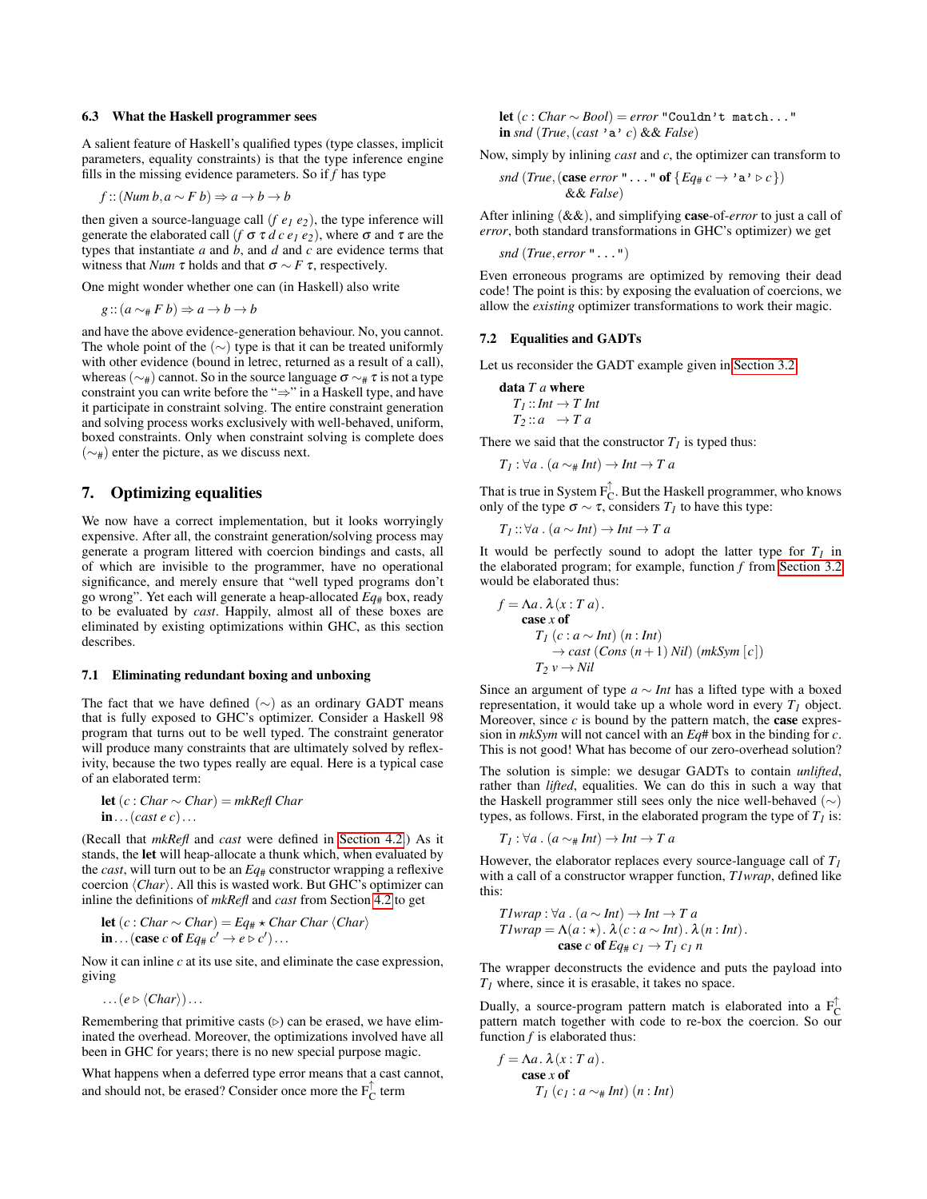### 6.3 What the Haskell programmer sees

A salient feature of Haskell's qualified types (type classes, implicit parameters, equality constraints) is that the type inference engine fills in the missing evidence parameters. So if $f$ has type

$$f :: (Num\ b, a \sim F\ b) \Rightarrow a \rightarrow b \rightarrow b$$

then given a source-language call $(f\ e_1\ e_2)$, the type inference will generate the elaborated call $(f\ \sigma\ \tau\ d\ c\ e_1\ e_2)$, where $\sigma$ and $\tau$ are the types that instantiate $a$ and $b$, and $d$ and $c$ are evidence terms that witness that $Num\ \tau$ holds and that $\sigma \sim F\ \tau$, respectively.

One might wonder whether one can (in Haskell) also write

$$g :: (a \sim_{\#} F\ b) \Rightarrow a \rightarrow b \rightarrow b$$

and have the above evidence-generation behaviour. No, you cannot. The whole point of the $(\sim)$ type is that it can be treated uniformly with other evidence (bound in letrec, returned as a result of a call), whereas $(\sim_{\#})$ cannot. So in the source language $\sigma \sim_{\#} \tau$ is not a type constraint you can write before the "$\Rightarrow$" in a Haskell type, and have it participate in constraint solving. The entire constraint generation and solving process works exclusively with well-behaved, uniform, boxed constraints. Only when constraint solving is complete does $(\sim_{\#})$ enter the picture, as we discuss next.

## 7. Optimizing equalities

We now have a correct implementation, but it looks worryingly expensive. After all, the constraint generation/solving process may generate a program littered with coercion bindings and casts, all of which are invisible to the programmer, have no operational significance, and merely ensure that "well typed programs don't go wrong". Yet each will generate a heap-allocated $Eq_{\#}$ box, ready to be evaluated by *cast*. Happily, almost all of these boxes are eliminated by existing optimizations within GHC, as this section describes.

### 7.1 Eliminating redundant boxing and unboxing

The fact that we have defined $(\sim)$ as an ordinary GADT means that is fully exposed to GHC's optimizer. Consider a Haskell 98 program that turns out to be well typed. The constraint generator will produce many constraints that are ultimately solved by reflexivity, because the two types really are equal. Here is a typical case of an elaborated term:

$$\begin{array}{l} \textbf{let}\ (c : Char \sim Char) = mkRefl\ Char \\ \textbf{in} \ldots (cast\ e\ c) \ldots \end{array}$$

(Recall that *mkRefl* and *cast* were defined in Section 4.2.) As it stands, the **let** will heap-allocate a thunk which, when evaluated by the *cast*, will turn out to be an $Eq_{\#}$ constructor wrapping a reflexive coercion $\langle Char \rangle$. All this is wasted work. But GHC's optimizer can inline the definitions of *mkRefl* and *cast* from Section 4.2 to get

$$\begin{array}{l} \textbf{let}\ (c : Char \sim Char) = Eq_{\#}\ \star\ Char\ Char\ \langle Char \rangle \\ \textbf{in} \ldots (\textbf{case}\ c\ \textbf{of}\ Eq_{\#}\ c' \rightarrow e \triangleright c') \ldots \end{array}$$

Now it can inline $c$ at its use site, and eliminate the case expression, giving

$$\ldots (e \triangleright \langle Char \rangle) \ldots$$

Remembering that primitive casts $(\triangleright)$ can be erased, we have eliminated the overhead. Moreover, the optimizations involved have all been in GHC for years; there is no new special purpose magic.

What happens when a deferred type error means that a cast cannot, and should not, be erased? Consider once more the $F_C^{\uparrow}$ term

$$\begin{array}{l} \textbf{let}\ (c : Char \sim Bool) = error\ \texttt{"Couldn't match..."} \\ \textbf{in}\ snd\ (True, (cast\ \texttt{'a'}\ c)\ \&\&\ False) \end{array}$$

Now, simply by inlining *cast* and $c$, the optimizer can transform to

$$snd\ (True, (\textbf{case}\ error\ \texttt{"..."}\ \textbf{of}\ \{Eq_{\#}\ c \rightarrow \texttt{'a'} \triangleright c\})\ \&\&\ False)$$

After inlining (&&), and simplifying **case**-of-*error* to just a call of *error*, both standard transformations in GHC's optimizer) we get

$$snd\ (True, error\ \texttt{"..."})$$

Even erroneous programs are optimized by removing their dead code! The point is this: by exposing the evaluation of coercions, we allow the *existing* optimizer transformations to work their magic.

### 7.2 Equalities and GADTs

Let us reconsider the GADT example given in Section 3.2:

$$\begin{array}{l} \textbf{data}\ T\ a\ \textbf{where} \\ \quad T_1 :: Int \rightarrow T\ Int \\ \quad T_2 :: a \quad \rightarrow T\ a \end{array}$$

There we said that the constructor $T_1$ is typed thus:

$$T_1 : \forall a\,.\,(a \sim_{\#} Int) \rightarrow Int \rightarrow T\ a$$

That is true in System $F_C^{\uparrow}$. But the Haskell programmer, who knows only of the type $\sigma \sim \tau$, considers $T_1$ to have this type:

$$T_1 :: \forall a\,.\,(a \sim Int) \rightarrow Int \rightarrow T\ a$$

It would be perfectly sound to adopt the latter type for $T_1$ in the elaborated program; for example, function $f$ from Section 3.2 would be elaborated thus:

$$\begin{array}{l} f = \Lambda a\,.\,\lambda(x : T\ a)\,. \\ \quad \textbf{case}\ x\ \textbf{of} \\ \quad\quad T_1\ (c : a \sim Int)\ (n : Int) \\ \quad\quad\quad \rightarrow cast\ (Cons\ (n+1)\ Nil)\ (mkSym\ [c]) \\ \quad\quad T_2\ v \rightarrow Nil \end{array}$$

Since an argument of type $a \sim Int$ has a lifted type with a boxed representation, it would take up a whole word in every $T_1$ object. Moreover, since $c$ is bound by the pattern match, the **case** expression in *mkSym* will not cancel with an *Eq#* box in the binding for $c$. This is not good! What has become of our zero-overhead solution?

The solution is simple: we desugar GADTs to contain *unlifted*, rather than *lifted*, equalities. We can do this in such a way that the Haskell programmer still sees only the nice well-behaved $(\sim)$ types, as follows. First, in the elaborated program the type of $T_1$ is:

$$T_1 : \forall a\,.\,(a \sim_{\#} Int) \rightarrow Int \rightarrow T\ a$$

However, the elaborator replaces every source-language call of $T_1$ with a call of a constructor wrapper function, *T1wrap*, defined like this:

$$\begin{array}{l} T1wrap : \forall a\,.\,(a \sim Int) \rightarrow Int \rightarrow T\ a \\ T1wrap = \Lambda(a : \star)\,.\,\lambda(c : a \sim Int)\,.\,\lambda(n : Int)\,. \\ \quad\quad\quad \textbf{case}\ c\ \textbf{of}\ Eq_{\#}\ c_1 \rightarrow T_1\ c_1\ n \end{array}$$

The wrapper deconstructs the evidence and puts the payload into $T_1$ where, since it is erasable, it takes no space.

Dually, a source-program pattern match is elaborated into a $F_C^{\uparrow}$ pattern match together with code to re-box the coercion. So our function $f$ is elaborated thus:

$$\begin{array}{l} f = \Lambda a\,.\,\lambda(x : T\ a)\,. \\ \quad \textbf{case}\ x\ \textbf{of} \\ \quad\quad T_1\ (c_1 : a \sim_{\#} Int)\ (n : Int) \end{array}$$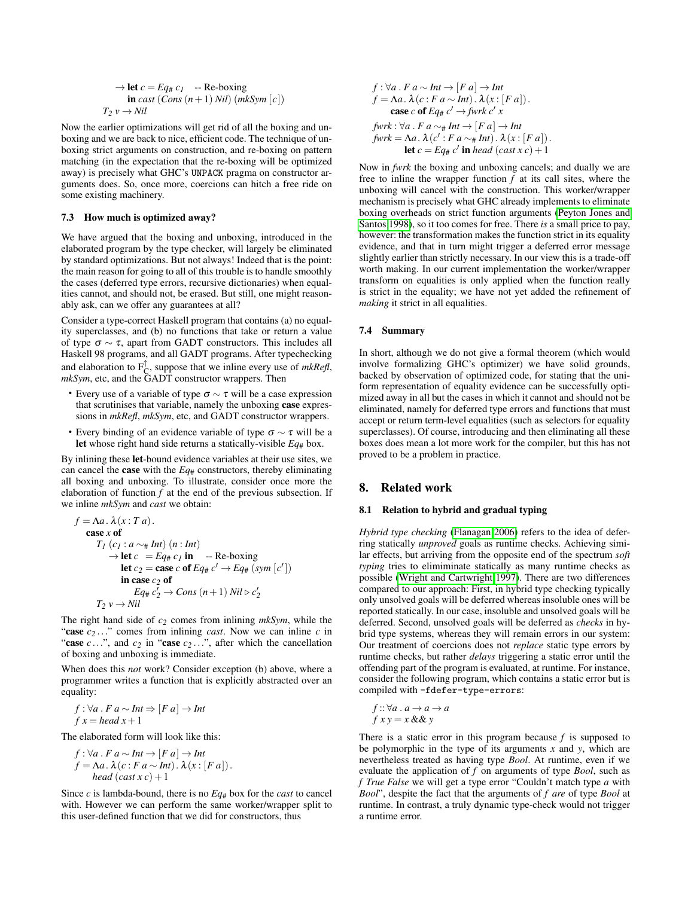$$
\begin{aligned}
&\quad\quad \to \textbf{let}\ c = Eq_\#\ c_1 \quad \text{-- Re-boxing} \\
&\quad\quad\quad \textbf{in}\ cast\ (Cons\ (n+1)\ Nil)\ (mkSym\ [c]) \\
&\quad T_2\ v \to Nil
\end{aligned}
$$

Now the earlier optimizations will get rid of all the boxing and unboxing and we are back to nice, efficient code. The technique of unboxing strict arguments on construction, and re-boxing on pattern matching (in the expectation that the re-boxing will be optimized away) is precisely what GHC's `UNPACK` pragma on constructor arguments does. So, once more, coercions can hitch a free ride on some existing machinery.

### 7.3 How much is optimized away?

We have argued that the boxing and unboxing, introduced in the elaborated program by the type checker, will largely be eliminated by standard optimizations. But not always! Indeed that is the point: the main reason for going to all of this trouble is to handle smoothly the cases (deferred type errors, recursive dictionaries) when equalities cannot, and should not, be erased. But still, one might reasonably ask, can we offer any guarantees at all?

Consider a type-correct Haskell program that contains (a) no equality superclasses, and (b) no functions that take or return a value of type $\sigma \sim \tau$, apart from GADT constructors. This includes all Haskell 98 programs, and all GADT programs. After typechecking and elaboration to $F_C^{\uparrow}$, suppose that we inline every use of *mkRefl*, *mkSym*, etc, and the GADT constructor wrappers. Then

- Every use of a variable of type $\sigma \sim \tau$ will be a case expression that scrutinises that variable, namely the unboxing **case** expressions in *mkRefl*, *mkSym*, etc, and GADT constructor wrappers.
- Every binding of an evidence variable of type $\sigma \sim \tau$ will be a **let** whose right hand side returns a statically-visible $Eq_\#$ box.

By inlining these **let**-bound evidence variables at their use sites, we can cancel the **case** with the $Eq_\#$ constructors, thereby eliminating all boxing and unboxing. To illustrate, consider once more the elaboration of function $f$ at the end of the previous subsection. If we inline *mkSym* and *cast* we obtain:

$$
\begin{aligned}
&f = \Lambda a\,.\,\lambda(x : T\ a)\,. \\
&\quad \textbf{case}\ x\ \textbf{of} \\
&\quad\quad T_1\ (c_1 : a \sim_\# Int)\ (n : Int) \\
&\quad\quad\quad \to \textbf{let}\ c\ \ = Eq_\#\ c_1\ \textbf{in} \quad \text{-- Re-boxing} \\
&\quad\quad\quad\quad \textbf{let}\ c_2 = \textbf{case}\ c\ \textbf{of}\ Eq_\#\ c' \to Eq_\#\ (sym\ [c']) \\
&\quad\quad\quad\quad \textbf{in case}\ c_2\ \textbf{of} \\
&\quad\quad\quad\quad\quad Eq_\#\ c_2' \to Cons\ (n+1)\ Nil \triangleright c_2' \\
&\quad\quad T_2\ v \to Nil
\end{aligned}
$$

The right hand side of $c_2$ comes from inlining *mkSym*, while the "**case** $c_2 \ldots$" comes from inlining *cast*. Now we can inline $c$ in "**case** $c \ldots$", and $c_2$ in "**case** $c_2 \ldots$", after which the cancellation of boxing and unboxing is immediate.

When does this *not* work? Consider exception (b) above, where a programmer writes a function that is explicitly abstracted over an equality:

$$
\begin{aligned}
&f :: \forall a\,.\,F\ a \sim Int \Rightarrow [F\ a] \to Int \\
&f\ x = head\ x + 1
\end{aligned}
$$

The elaborated form will look like this:

$$
\begin{aligned}
&f : \forall a\,.\,F\ a \sim Int \to [F\ a] \to Int \\
&f = \Lambda a\,.\,\lambda(c : F\ a \sim Int)\,.\,\lambda(x : [F\ a])\,. \\
&\quad\quad head\ (cast\ x\ c) + 1
\end{aligned}
$$

Since $c$ is lambda-bound, there is no $Eq_\#$ box for the *cast* to cancel with. However we can perform the same worker/wrapper split to this user-defined function that we did for constructors, thus

$$
\begin{aligned}
&f : \forall a\,.\,F\ a \sim Int \to [F\ a] \to Int \\
&f = \Lambda a\,.\,\lambda(c : F\ a \sim Int)\,.\,\lambda(x : [F\ a])\,. \\
&\quad\quad \textbf{case}\ c\ \textbf{of}\ Eq_\#\ c' \to fwrk\ c'\ x \\
&fwrk : \forall a\,.\,F\ a \sim_\# Int \to [F\ a] \to Int \\
&fwrk = \Lambda a\,.\,\lambda(c' : F\ a \sim_\# Int)\,.\,\lambda(x : [F\ a])\,. \\
&\quad\quad \textbf{let}\ c = Eq_\#\ c'\ \textbf{in}\ head\ (cast\ x\ c) + 1
\end{aligned}
$$

Now in *fwrk* the boxing and unboxing cancels; and dually we are free to inline the wrapper function $f$ at its call sites, where the unboxing will cancel with the construction. This worker/wrapper mechanism is precisely what GHC already implements to eliminate boxing overheads on strict function arguments (Peyton Jones and Santos 1998), so it too comes for free. There *is* a small price to pay, however: the transformation makes the function strict in its equality evidence, and that in turn might trigger a deferred error message slightly earlier than strictly necessary. In our view this is a trade-off worth making. In our current implementation the worker/wrapper transform on equalities is only applied when the function really is strict in the equality; we have not yet added the refinement of *making* it strict in all equalities.

### 7.4 Summary

In short, although we do not give a formal theorem (which would involve formalizing GHC's optimizer) we have solid grounds, backed by observation of optimized code, for stating that the uniform representation of equality evidence can be successfully optimized away in all but the cases in which it cannot and should not be eliminated, namely for deferred type errors and functions that must accept or return term-level equalities (such as selectors for equality superclasses). Of course, introducing and then eliminating all these boxes does mean a lot more work for the compiler, but this has not proved to be a problem in practice.

## 8. Related work

### 8.1 Relation to hybrid and gradual typing

*Hybrid type checking* (Flanagan 2006) refers to the idea of deferring statically *unproved* goals as runtime checks. Achieving similar effects, but arriving from the opposite end of the spectrum *soft typing* tries to elimiminate statically as many runtime checks as possible (Wright and Cartwright 1997). There are two differences compared to our approach: First, in hybrid type checking typically only unsolved goals will be deferred whereas insoluble ones will be reported statically. In our case, insoluble and unsolved goals will be deferred. Second, unsolved goals will be deferred as *checks* in hybrid type systems, whereas they will remain errors in our system: Our treatment of coercions does not *replace* static type errors by runtime checks, but rather *delays* triggering a static error until the offending part of the program is evaluated, at runtime. For instance, consider the following program, which contains a static error but is compiled with `-fdefer-type-errors`:

$$
\begin{aligned}
&f :: \forall a\,.\,a \to a \to a \\
&f\ x\ y = x\ \&\&\ y
\end{aligned}
$$

There is a static error in this program because $f$ is supposed to be polymorphic in the type of its arguments $x$ and $y$, which are nevertheless treated as having type *Bool*. At runtime, even if we evaluate the application of $f$ on arguments of type *Bool*, such as *f True False* we will get a type error "Couldn't match type *a* with *Bool*", despite the fact that the arguments of $f$ *are* of type *Bool* at runtime. In contrast, a truly dynamic type-check would not trigger a runtime error.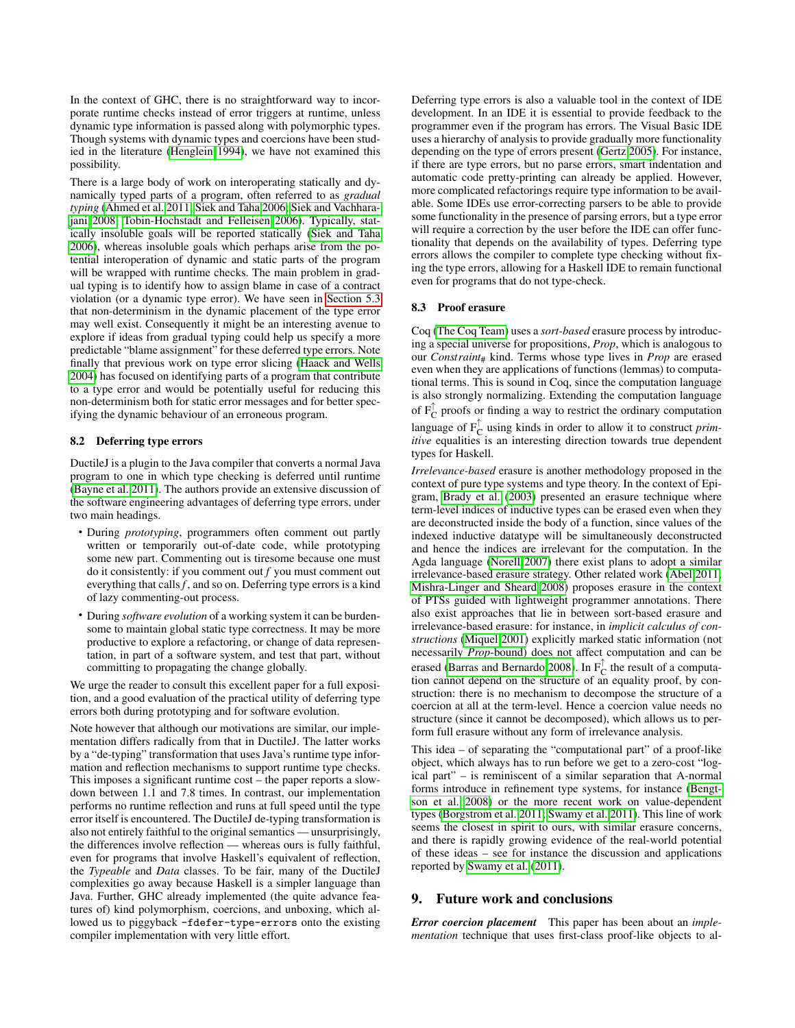In the context of GHC, there is no straightforward way to incorporate runtime checks instead of error triggers at runtime, unless dynamic type information is passed along with polymorphic types. Though systems with dynamic types and coercions have been studied in the literature (Henglein 1994), we have not examined this possibility.

There is a large body of work on interoperating statically and dynamically typed parts of a program, often referred to as *gradual typing* (Ahmed et al. 2011; Siek and Taha 2006; Siek and Vachharajani 2008; Tobin-Hochstadt and Felleisen 2006). Typically, statically insoluble goals will be reported statically (Siek and Taha 2006), whereas insoluble goals which perhaps arise from the potential interoperation of dynamic and static parts of the program will be wrapped with runtime checks. The main problem in gradual typing is to identify how to assign blame in case of a contract violation (or a dynamic type error). We have seen in Section 5.3 that non-determinism in the dynamic placement of the type error may well exist. Consequently it might be an interesting avenue to explore if ideas from gradual typing could help us specify a more predictable "blame assignment" for these deferred type errors. Note finally that previous work on type error slicing (Haack and Wells 2004) has focused on identifying parts of a program that contribute to a type error and would be potentially useful for reducing this non-determinism both for static error messages and for better specifying the dynamic behaviour of an erroneous program.

### 8.2 Deferring type errors

DuctileJ is a plugin to the Java compiler that converts a normal Java program to one in which type checking is deferred until runtime (Bayne et al. 2011). The authors provide an extensive discussion of the software engineering advantages of deferring type errors, under two main headings.

- During *prototyping*, programmers often comment out partly written or temporarily out-of-date code, while prototyping some new part. Commenting out is tiresome because one must do it consistently: if you comment out $f$ you must comment out everything that calls $f$, and so on. Deferring type errors is a kind of lazy commenting-out process.
- During *software evolution* of a working system it can be burdensome to maintain global static type correctness. It may be more productive to explore a refactoring, or change of data representation, in part of a software system, and test that part, without committing to propagating the change globally.

We urge the reader to consult this excellent paper for a full exposition, and a good evaluation of the practical utility of deferring type errors both during prototyping and for software evolution.

Note however that although our motivations are similar, our implementation differs radically from that in DuctileJ. The latter works by a "de-typing" transformation that uses Java's runtime type information and reflection mechanisms to support runtime type checks. This imposes a significant runtime cost – the paper reports a slowdown between 1.1 and 7.8 times. In contrast, our implementation performs no runtime reflection and runs at full speed until the type error itself is encountered. The DuctileJ de-typing transformation is also not entirely faithful to the original semantics — unsurprisingly, the differences involve reflection — whereas ours is fully faithful, even for programs that involve Haskell's equivalent of reflection, the *Typeable* and *Data* classes. To be fair, many of the DuctileJ complexities go away because Haskell is a simpler language than Java. Further, GHC already implemented (the quite advance features of) kind polymorphism, coercions, and unboxing, which allowed us to piggyback `-fdefer-type-errors` onto the existing compiler implementation with very little effort.

Deferring type errors is also a valuable tool in the context of IDE development. In an IDE it is essential to provide feedback to the programmer even if the program has errors. The Visual Basic IDE uses a hierarchy of analysis to provide gradually more functionality depending on the type of errors present (Gertz 2005). For instance, if there are type errors, but no parse errors, smart indentation and automatic code pretty-printing can already be applied. However, more complicated refactorings require type information to be available. Some IDEs use error-correcting parsers to be able to provide some functionality in the presence of parsing errors, but a type error will require a correction by the user before the IDE can offer functionality that depends on the availability of types. Deferring type errors allows the compiler to complete type checking without fixing the type errors, allowing for a Haskell IDE to remain functional even for programs that do not type-check.

### 8.3 Proof erasure

Coq (The Coq Team) uses a *sort-based* erasure process by introducing a special universe for propositions, *Prop*, which is analogous to our $Constraint_{\#}$ kind. Terms whose type lives in *Prop* are erased even when they are applications of functions (lemmas) to computational terms. This is sound in Coq, since the computation language is also strongly normalizing. Extending the computation language of $F_C^{\uparrow}$ proofs or finding a way to restrict the ordinary computation language of $F_C^{\uparrow}$ using kinds in order to allow it to construct *primitive* equalities is an interesting direction towards true dependent types for Haskell.

*Irrelevance-based* erasure is another methodology proposed in the context of pure type systems and type theory. In the context of Epigram, Brady et al. (2003) presented an erasure technique where term-level indices of inductive types can be erased even when they are deconstructed inside the body of a function, since values of the indexed inductive datatype will be simultaneously deconstructed and hence the indices are irrelevant for the computation. In the Agda language (Norell 2007) there exist plans to adopt a similar irrelevance-based erasure strategy. Other related work (Abel 2011; Mishra-Linger and Sheard 2008) proposes erasure in the context of PTSs guided with lightweight programmer annotations. There also exist approaches that lie in between sort-based erasure and irrelevance-based erasure: for instance, in *implicit calculus of constructions* (Miquel 2001) explicitly marked static information (not necessarily *Prop*-bound) does not affect computation and can be erased (Barras and Bernardo 2008). In $F_C^{\uparrow}$ the result of a computation cannot depend on the structure of an equality proof, by construction: there is no mechanism to decompose the structure of a coercion at all at the term-level. Hence a coercion value needs no structure (since it cannot be decomposed), which allows us to perform full erasure without any form of irrelevance analysis.

This idea – of separating the "computational part" of a proof-like object, which always has to run before we get to a zero-cost "logical part" – is reminiscent of a similar separation that A-normal forms introduce in refinement type systems, for instance (Bengtson et al. 2008) or the more recent work on value-dependent types (Borgstrom et al. 2011; Swamy et al. 2011). This line of work seems the closest in spirit to ours, with similar erasure concerns, and there is rapidly growing evidence of the real-world potential of these ideas – see for instance the discussion and applications reported by Swamy et al. (2011).

## 9. Future work and conclusions

***Error coercion placement*** This paper has been about an *implementation* technique that uses first-class proof-like objects to al-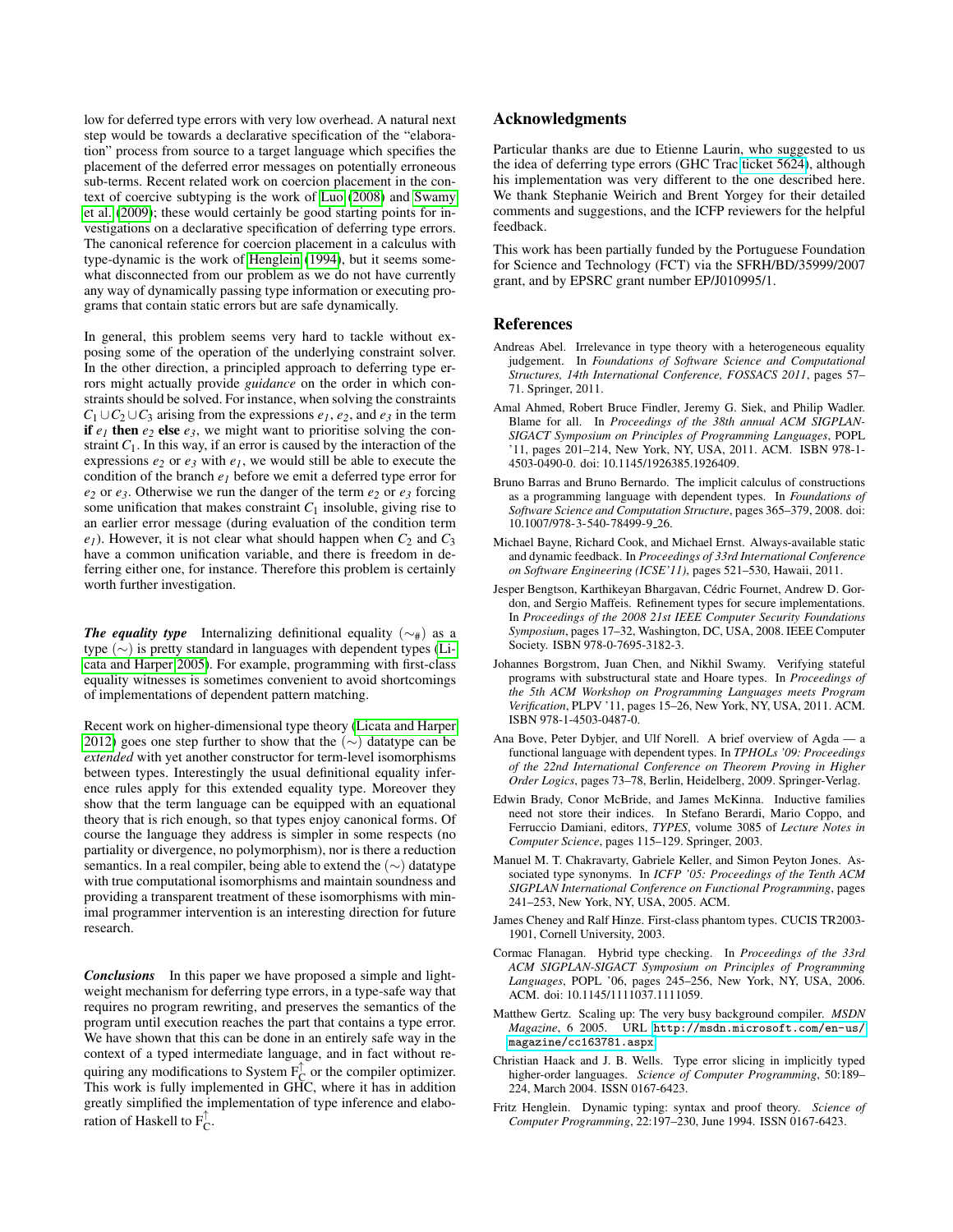low for deferred type errors with very low overhead. A natural next step would be towards a declarative specification of the "elaboration" process from source to a target language which specifies the placement of the deferred error messages on potentially erroneous sub-terms. Recent related work on coercion placement in the context of coercive subtyping is the work of Luo (2008) and Swamy et al. (2009); these would certainly be good starting points for investigations on a declarative specification of deferring type errors. The canonical reference for coercion placement in a calculus with type-dynamic is the work of Henglein (1994), but it seems somewhat disconnected from our problem as we do not have currently any way of dynamically passing type information or executing programs that contain static errors but are safe dynamically.

In general, this problem seems very hard to tackle without exposing some of the operation of the underlying constraint solver. In the other direction, a principled approach to deferring type errors might actually provide *guidance* on the order in which constraints should be solved. For instance, when solving the constraints $C_1 \cup C_2 \cup C_3$ arising from the expressions $e_1$, $e_2$, and $e_3$ in the term **if** $e_1$ **then** $e_2$ **else** $e_3$, we might want to prioritise solving the constraint $C_1$. In this way, if an error is caused by the interaction of the expressions $e_2$ or $e_3$ with $e_1$, we would still be able to execute the condition of the branch $e_1$ before we emit a deferred type error for $e_2$ or $e_3$. Otherwise we run the danger of the term $e_2$ or $e_3$ forcing some unification that makes constraint $C_1$ insoluble, giving rise to an earlier error message (during evaluation of the condition term $e_1$). However, it is not clear what should happen when $C_2$ and $C_3$ have a common unification variable, and there is freedom in deferring either one, for instance. Therefore this problem is certainly worth further investigation.

***The equality type*** Internalizing definitional equality ($\sim_\#$) as a type ($\sim$) is pretty standard in languages with dependent types (Licata and Harper 2005). For example, programming with first-class equality witnesses is sometimes convenient to avoid shortcomings of implementations of dependent pattern matching.

Recent work on higher-dimensional type theory (Licata and Harper 2012) goes one step further to show that the ($\sim$) datatype can be *extended* with yet another constructor for term-level isomorphisms between types. Interestingly the usual definitional equality inference rules apply for this extended equality type. Moreover they show that the term language can be equipped with an equational theory that is rich enough, so that types enjoy canonical forms. Of course the language they address is simpler in some respects (no partiality or divergence, no polymorphism), nor is there a reduction semantics. In a real compiler, being able to extend the ($\sim$) datatype with true computational isomorphisms and maintain soundness and providing a transparent treatment of these isomorphisms with minimal programmer intervention is an interesting direction for future research.

***Conclusions*** In this paper we have proposed a simple and lightweight mechanism for deferring type errors, in a type-safe way that requires no program rewriting, and preserves the semantics of the program until execution reaches the part that contains a type error. We have shown that this can be done in an entirely safe way in the context of a typed intermediate language, and in fact without requiring any modifications to System $F_C^\uparrow$ or the compiler optimizer. This work is fully implemented in GHC, where it has in addition greatly simplified the implementation of type inference and elaboration of Haskell to $F_C^\uparrow$.

## Acknowledgments

Particular thanks are due to Etienne Laurin, who suggested to us the idea of deferring type errors (GHC Trac ticket 5624), although his implementation was very different to the one described here. We thank Stephanie Weirich and Brent Yorgey for their detailed comments and suggestions, and the ICFP reviewers for the helpful feedback.

This work has been partially funded by the Portuguese Foundation for Science and Technology (FCT) via the SFRH/BD/35999/2007 grant, and by EPSRC grant number EP/J010995/1.

## References

Andreas Abel. Irrelevance in type theory with a heterogeneous equality judgement. In *Foundations of Software Science and Computational Structures, 14th International Conference, FOSSACS 2011*, pages 57–71. Springer, 2011.

Amal Ahmed, Robert Bruce Findler, Jeremy G. Siek, and Philip Wadler. Blame for all. In *Proceedings of the 38th annual ACM SIGPLAN-SIGACT Symposium on Principles of Programming Languages*, POPL '11, pages 201–214, New York, NY, USA, 2011. ACM. ISBN 978-1-4503-0490-0. doi: 10.1145/1926385.1926409.

Bruno Barras and Bruno Bernardo. The implicit calculus of constructions as a programming language with dependent types. In *Foundations of Software Science and Computation Structure*, pages 365–379, 2008. doi: 10.1007/978-3-540-78499-9_26.

Michael Bayne, Richard Cook, and Michael Ernst. Always-available static and dynamic feedback. In *Proceedings of 33rd International Conference on Software Engineering (ICSE'11)*, pages 521–530, Hawaii, 2011.

Jesper Bengtson, Karthikeyan Bhargavan, Cédric Fournet, Andrew D. Gordon, and Sergio Maffeis. Refinement types for secure implementations. In *Proceedings of the 2008 21st IEEE Computer Security Foundations Symposium*, pages 17–32, Washington, DC, USA, 2008. IEEE Computer Society. ISBN 978-0-7695-3182-3.

Johannes Borgstrom, Juan Chen, and Nikhil Swamy. Verifying stateful programs with substructural state and Hoare types. In *Proceedings of the 5th ACM Workshop on Programming Languages meets Program Verification*, PLPV '11, pages 15–26, New York, NY, USA, 2011. ACM. ISBN 978-1-4503-0487-0.

Ana Bove, Peter Dybjer, and Ulf Norell. A brief overview of Agda — a functional language with dependent types. In *TPHOLs '09: Proceedings of the 22nd International Conference on Theorem Proving in Higher Order Logics*, pages 73–78, Berlin, Heidelberg, 2009. Springer-Verlag.

Edwin Brady, Conor McBride, and James McKinna. Inductive families need not store their indices. In Stefano Berardi, Mario Coppo, and Ferruccio Damiani, editors, *TYPES*, volume 3085 of *Lecture Notes in Computer Science*, pages 115–129. Springer, 2003.

Manuel M. T. Chakravarty, Gabriele Keller, and Simon Peyton Jones. Associated type synonyms. In *ICFP '05: Proceedings of the Tenth ACM SIGPLAN International Conference on Functional Programming*, pages 241–253, New York, NY, USA, 2005. ACM.

James Cheney and Ralf Hinze. First-class phantom types. CUCIS TR2003-1901, Cornell University, 2003.

Cormac Flanagan. Hybrid type checking. In *Proceedings of the 33rd ACM SIGPLAN-SIGACT Symposium on Principles of Programming Languages*, POPL '06, pages 245–256, New York, NY, USA, 2006. ACM. doi: 10.1145/1111037.1111059.

Matthew Gertz. Scaling up: The very busy background compiler. *MSDN Magazine*, 6 2005. URL `http://msdn.microsoft.com/en-us/magazine/cc163781.aspx`.

Christian Haack and J. B. Wells. Type error slicing in implicitly typed higher-order languages. *Science of Computer Programming*, 50:189–224, March 2004. ISSN 0167-6423.

Fritz Henglein. Dynamic typing: syntax and proof theory. *Science of Computer Programming*, 22:197–230, June 1994. ISSN 0167-6423.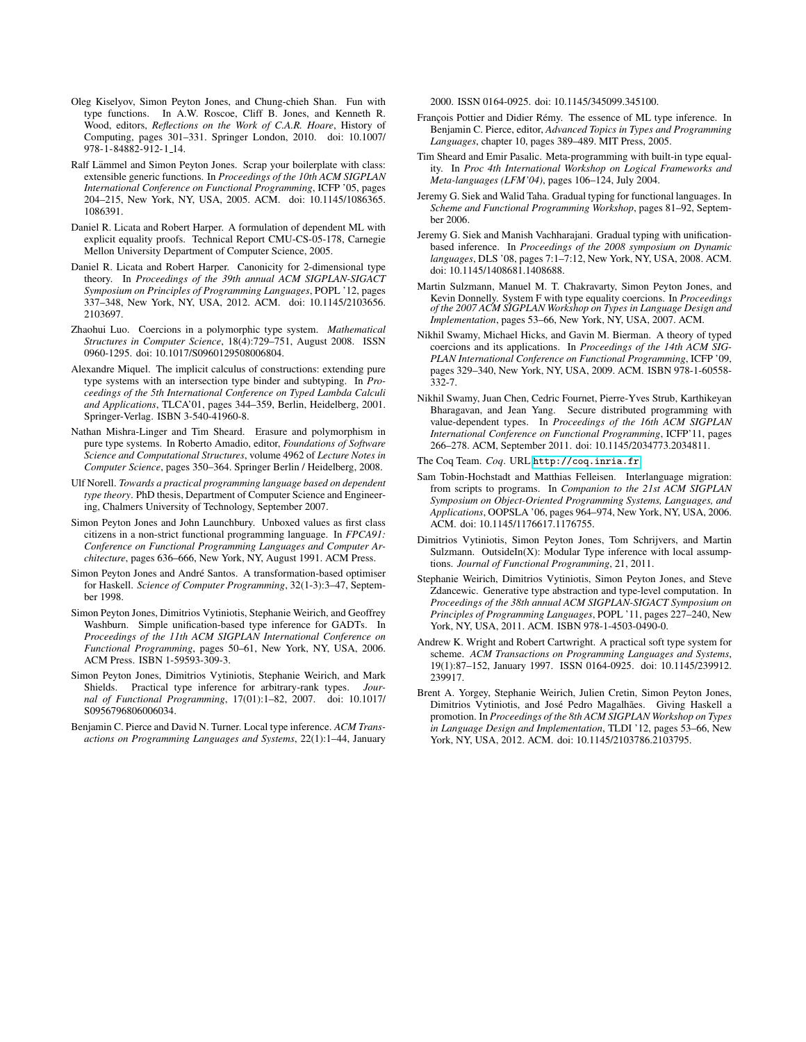Oleg Kiselyov, Simon Peyton Jones, and Chung-chieh Shan. Fun with type functions. In A.W. Roscoe, Cliff B. Jones, and Kenneth R. Wood, editors, *Reflections on the Work of C.A.R. Hoare*, History of Computing, pages 301–331. Springer London, 2010. doi: 10.1007/978-1-84882-912-1_14.

Ralf Lämmel and Simon Peyton Jones. Scrap your boilerplate with class: extensible generic functions. In *Proceedings of the 10th ACM SIGPLAN International Conference on Functional Programming*, ICFP '05, pages 204–215, New York, NY, USA, 2005. ACM. doi: 10.1145/1086365.1086391.

Daniel R. Licata and Robert Harper. A formulation of dependent ML with explicit equality proofs. Technical Report CMU-CS-05-178, Carnegie Mellon University Department of Computer Science, 2005.

Daniel R. Licata and Robert Harper. Canonicity for 2-dimensional type theory. In *Proceedings of the 39th annual ACM SIGPLAN-SIGACT Symposium on Principles of Programming Languages*, POPL '12, pages 337–348, New York, NY, USA, 2012. ACM. doi: 10.1145/2103656.2103697.

Zhaohui Luo. Coercions in a polymorphic type system. *Mathematical Structures in Computer Science*, 18(4):729–751, August 2008. ISSN 0960-1295. doi: 10.1017/S0960129508006804.

Alexandre Miquel. The implicit calculus of constructions: extending pure type systems with an intersection type binder and subtyping. In *Proceedings of the 5th International Conference on Typed Lambda Calculi and Applications*, TLCA'01, pages 344–359, Berlin, Heidelberg, 2001. Springer-Verlag. ISBN 3-540-41960-8.

Nathan Mishra-Linger and Tim Sheard. Erasure and polymorphism in pure type systems. In Roberto Amadio, editor, *Foundations of Software Science and Computational Structures*, volume 4962 of *Lecture Notes in Computer Science*, pages 350–364. Springer Berlin / Heidelberg, 2008.

Ulf Norell. *Towards a practical programming language based on dependent type theory*. PhD thesis, Department of Computer Science and Engineering, Chalmers University of Technology, September 2007.

Simon Peyton Jones and John Launchbury. Unboxed values as first class citizens in a non-strict functional programming language. In *FPCA91: Conference on Functional Programming Languages and Computer Architecture*, pages 636–666, New York, NY, August 1991. ACM Press.

Simon Peyton Jones and André Santos. A transformation-based optimiser for Haskell. *Science of Computer Programming*, 32(1-3):3–47, September 1998.

Simon Peyton Jones, Dimitrios Vytiniotis, Stephanie Weirich, and Geoffrey Washburn. Simple unification-based type inference for GADTs. In *Proceedings of the 11th ACM SIGPLAN International Conference on Functional Programming*, pages 50–61, New York, NY, USA, 2006. ACM Press. ISBN 1-59593-309-3.

Simon Peyton Jones, Dimitrios Vytiniotis, Stephanie Weirich, and Mark Shields. Practical type inference for arbitrary-rank types. *Journal of Functional Programming*, 17(01):1–82, 2007. doi: 10.1017/S0956796806006034.

Benjamin C. Pierce and David N. Turner. Local type inference. *ACM Transactions on Programming Languages and Systems*, 22(1):1–44, January 2000. ISSN 0164-0925. doi: 10.1145/345099.345100.

François Pottier and Didier Rémy. The essence of ML type inference. In Benjamin C. Pierce, editor, *Advanced Topics in Types and Programming Languages*, chapter 10, pages 389–489. MIT Press, 2005.

Tim Sheard and Emir Pasalic. Meta-programming with built-in type equality. In *Proc 4th International Workshop on Logical Frameworks and Meta-languages (LFM'04)*, pages 106–124, July 2004.

Jeremy G. Siek and Walid Taha. Gradual typing for functional languages. In *Scheme and Functional Programming Workshop*, pages 81–92, September 2006.

Jeremy G. Siek and Manish Vachharajani. Gradual typing with unification-based inference. In *Proceedings of the 2008 symposium on Dynamic languages*, DLS '08, pages 7:1–7:12, New York, NY, USA, 2008. ACM. doi: 10.1145/1408681.1408688.

Martin Sulzmann, Manuel M. T. Chakravarty, Simon Peyton Jones, and Kevin Donnelly. System F with type equality coercions. In *Proceedings of the 2007 ACM SIGPLAN Workshop on Types in Language Design and Implementation*, pages 53–66, New York, NY, USA, 2007. ACM.

Nikhil Swamy, Michael Hicks, and Gavin M. Bierman. A theory of typed coercions and its applications. In *Proceedings of the 14th ACM SIGPLAN International Conference on Functional Programming*, ICFP '09, pages 329–340, New York, NY, USA, 2009. ACM. ISBN 978-1-60558-332-7.

Nikhil Swamy, Juan Chen, Cedric Fournet, Pierre-Yves Strub, Karthikeyan Bhargavan, and Jean Yang. Secure distributed programming with value-dependent types. In *Proceedings of the 16th ACM SIGPLAN International Conference on Functional Programming*, ICFP'11, pages 266–278. ACM, September 2011. doi: 10.1145/2034773.2034811.

The Coq Team. *Coq*. URL http://coq.inria.fr.

Sam Tobin-Hochstadt and Matthias Felleisen. Interlanguage migration: from scripts to programs. In *Companion to the 21st ACM SIGPLAN Symposium on Object-Oriented Programming Systems, Languages, and Applications*, OOPSLA '06, pages 964–974, New York, NY, USA, 2006. ACM. doi: 10.1145/1176617.1176755.

Dimitrios Vytiniotis, Simon Peyton Jones, Tom Schrijvers, and Martin Sulzmann. OutsideIn(X): Modular Type inference with local assumptions. *Journal of Functional Programming*, 21, 2011.

Stephanie Weirich, Dimitrios Vytiniotis, Simon Peyton Jones, and Steve Zdancewic. Generative type abstraction and type-level computation. In *Proceedings of the 38th annual ACM SIGPLAN-SIGACT Symposium on Principles of Programming Languages*, POPL '11, pages 227–240, New York, NY, USA, 2011. ACM. ISBN 978-1-4503-0490-0.

Andrew K. Wright and Robert Cartwright. A practical soft type system for scheme. *ACM Transactions on Programming Languages and Systems*, 19(1):87–152, January 1997. ISSN 0164-0925. doi: 10.1145/239912.239917.

Brent A. Yorgey, Stephanie Weirich, Julien Cretin, Simon Peyton Jones, Dimitrios Vytiniotis, and José Pedro Magalhães. Giving Haskell a promotion. In *Proceedings of the 8th ACM SIGPLAN Workshop on Types in Language Design and Implementation*, TLDI '12, pages 53–66, New York, NY, USA, 2012. ACM. doi: 10.1145/2103786.2103795.